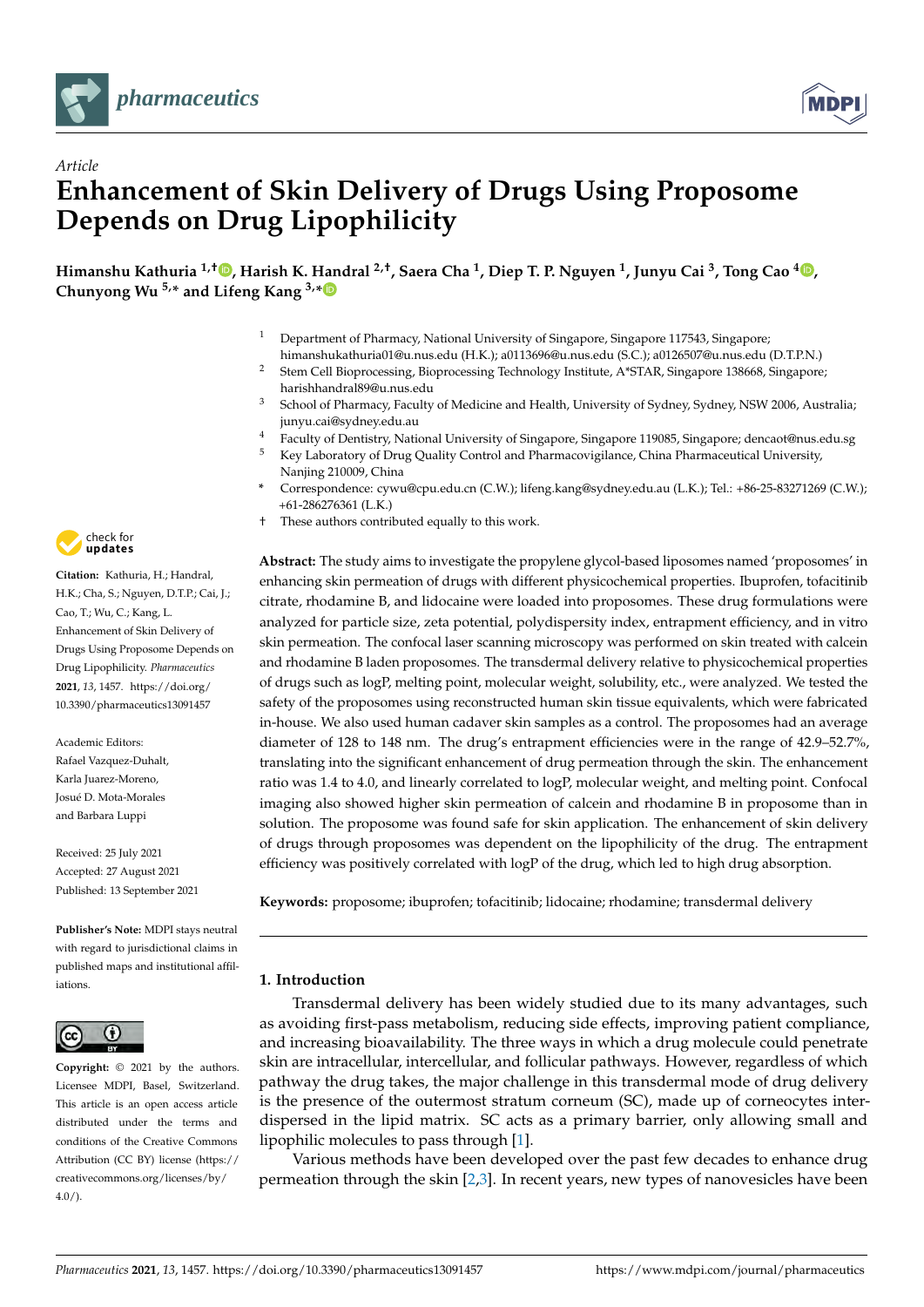*Article*

# Enhancement of Skin Delivery of Drugs Using Proposome Depends on Drug Lipophilicity

**Himanshu Kathuria [1,†], Harish K. Handral [2,†], Saera Cha [1], Diep T. P. Nguyen [1], Junyu Cai [3], Tong Cao [4], Chunyong Wu [5,*] and Lifeng Kang [3,*]**

[1] Department of Pharmacy, National University of Singapore, Singapore 117543, Singapore; himanshukathuria01@u.nus.edu (H.K.); a0113696@u.nus.edu (S.C.); a0126507@u.nus.edu (D.T.P.N.)

[2] Stem Cell Bioprocessing, Bioprocessing Technology Institute, A*STAR, Singapore 138668, Singapore; harishhandral89@u.nus.edu

[3] School of Pharmacy, Faculty of Medicine and Health, University of Sydney, Sydney, NSW 2006, Australia; junyu.cai@sydney.edu.au

[4] Faculty of Dentistry, National University of Singapore, Singapore 119085, Singapore; dencaot@nus.edu.sg

[5] Key Laboratory of Drug Quality Control and Pharmacovigilance, China Pharmaceutical University, Nanjing 210009, China

\* Correspondence: cywu@cpu.edu.cn (C.W.); lifeng.kang@sydney.edu.au (L.K.); Tel.: +86-25-83271269 (C.W.); +61-286276361 (L.K.)

† These authors contributed equally to this work.

**Citation:** Kathuria, H.; Handral, H.K.; Cha, S.; Nguyen, D.T.P.; Cai, J.; Cao, T.; Wu, C.; Kang, L. Enhancement of Skin Delivery of Drugs Using Proposome Depends on Drug Lipophilicity. *Pharmaceutics* **2021**, *13*, 1457. https://doi.org/10.3390/pharmaceutics13091457

Academic Editors: Rafael Vazquez-Duhalt, Karla Juarez-Moreno, Josué D. Mota-Morales and Barbara Luppi

Received: 25 July 2021
Accepted: 27 August 2021
Published: 13 September 2021

**Publisher's Note:** MDPI stays neutral with regard to jurisdictional claims in published maps and institutional affiliations.

**Copyright:** © 2021 by the authors. Licensee MDPI, Basel, Switzerland. This article is an open access article distributed under the terms and conditions of the Creative Commons Attribution (CC BY) license (https://creativecommons.org/licenses/by/4.0/).

**Abstract:** The study aims to investigate the propylene glycol-based liposomes named 'proposomes' in enhancing skin permeation of drugs with different physicochemical properties. Ibuprofen, tofacitinib citrate, rhodamine B, and lidocaine were loaded into proposomes. These drug formulations were analyzed for particle size, zeta potential, polydispersity index, entrapment efficiency, and in vitro skin permeation. The confocal laser scanning microscopy was performed on skin treated with calcein and rhodamine B laden proposomes. The transdermal delivery relative to physicochemical properties of drugs such as logP, melting point, molecular weight, solubility, etc., were analyzed. We tested the safety of the proposomes using reconstructed human skin tissue equivalents, which were fabricated in-house. We also used human cadaver skin samples as a control. The proposomes had an average diameter of 128 to 148 nm. The drug's entrapment efficiencies were in the range of 42.9–52.7%, translating into the significant enhancement of drug permeation through the skin. The enhancement ratio was 1.4 to 4.0, and linearly correlated to logP, molecular weight, and melting point. Confocal imaging also showed higher skin permeation of calcein and rhodamine B in proposome than in solution. The proposome was found safe for skin application. The enhancement of skin delivery of drugs through proposomes was dependent on the lipophilicity of the drug. The entrapment efficiency was positively correlated with logP of the drug, which led to high drug absorption.

**Keywords:** proposome; ibuprofen; tofacitinib; lidocaine; rhodamine; transdermal delivery

## 1. Introduction

Transdermal delivery has been widely studied due to its many advantages, such as avoiding first-pass metabolism, reducing side effects, improving patient compliance, and increasing bioavailability. The three ways in which a drug molecule could penetrate skin are intracellular, intercellular, and follicular pathways. However, regardless of which pathway the drug takes, the major challenge in this transdermal mode of drug delivery is the presence of the outermost stratum corneum (SC), made up of corneocytes interdispersed in the lipid matrix. SC acts as a primary barrier, only allowing small and lipophilic molecules to pass through [1].

Various methods have been developed over the past few decades to enhance drug permeation through the skin [2,3]. In recent years, new types of nanovesicles have been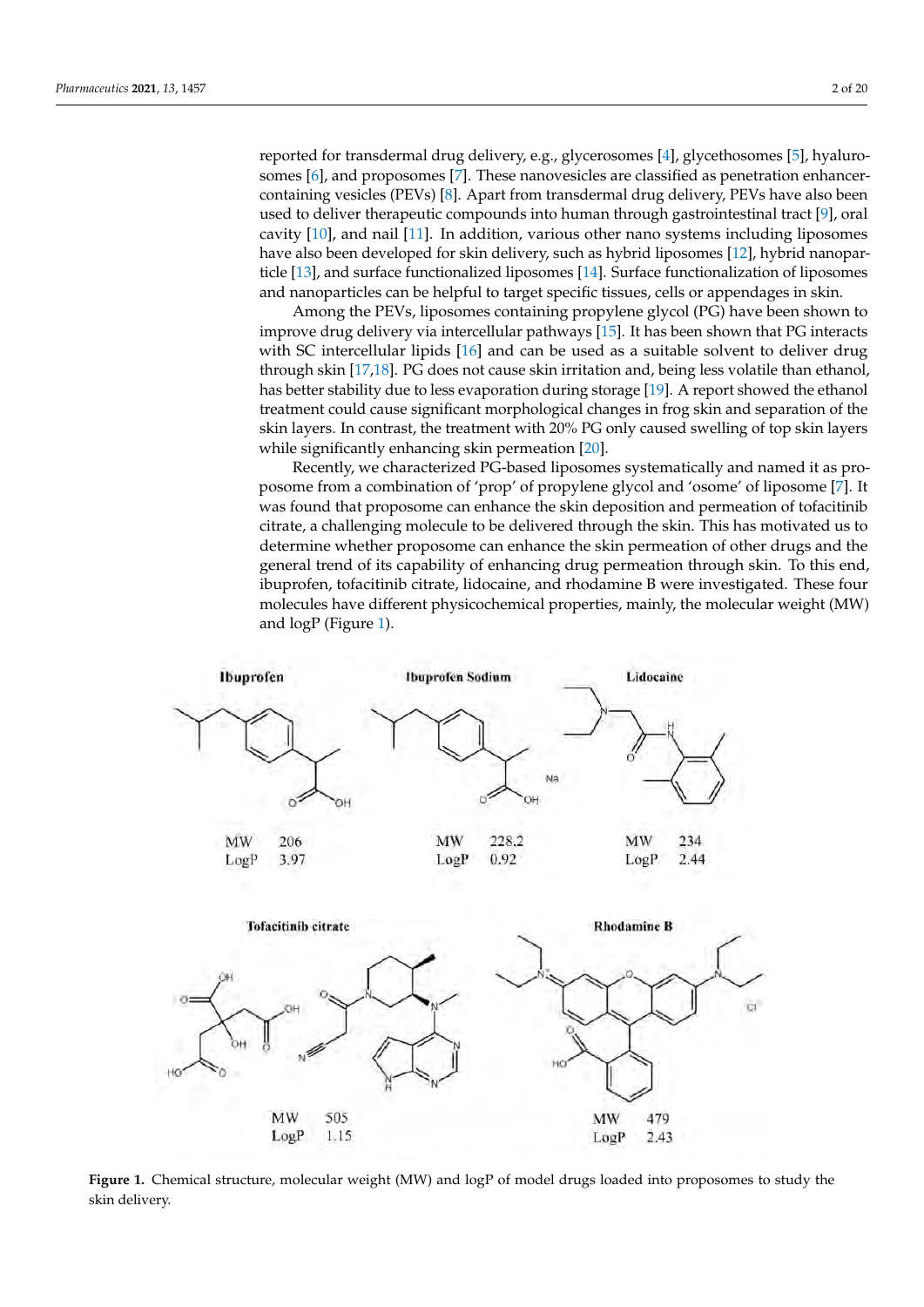reported for transdermal drug delivery, e.g., glycerosomes [4], glycethosomes [5], hyalurosomes [6], and proposomes [7]. These nanovesicles are classified as penetration enhancer-containing vesicles (PEVs) [8]. Apart from transdermal drug delivery, PEVs have also been used to deliver therapeutic compounds into human through gastrointestinal tract [9], oral cavity [10], and nail [11]. In addition, various other nano systems including liposomes have also been developed for skin delivery, such as hybrid liposomes [12], hybrid nanoparticle [13], and surface functionalized liposomes [14]. Surface functionalization of liposomes and nanoparticles can be helpful to target specific tissues, cells or appendages in skin.

Among the PEVs, liposomes containing propylene glycol (PG) have been shown to improve drug delivery via intercellular pathways [15]. It has been shown that PG interacts with SC intercellular lipids [16] and can be used as a suitable solvent to deliver drug through skin [17,18]. PG does not cause skin irritation and, being less volatile than ethanol, has better stability due to less evaporation during storage [19]. A report showed the ethanol treatment could cause significant morphological changes in frog skin and separation of the skin layers. In contrast, the treatment with 20% PG only caused swelling of top skin layers while significantly enhancing skin permeation [20].

Recently, we characterized PG-based liposomes systematically and named it as proposome from a combination of 'prop' of propylene glycol and 'osome' of liposome [7]. It was found that proposome can enhance the skin deposition and permeation of tofacitinib citrate, a challenging molecule to be delivered through the skin. This has motivated us to determine whether proposome can enhance the skin permeation of other drugs and the general trend of its capability of enhancing drug permeation through skin. To this end, ibuprofen, tofacitinib citrate, lidocaine, and rhodamine B were investigated. These four molecules have different physicochemical properties, mainly, the molecular weight (MW) and logP (Figure 1).

| Compound | MW | LogP |
| --- | --- | --- |
| Ibuprofen | 206 | 3.97 |
| Ibuprofen Sodium | 228.2 | 0.92 |
| Lidocaine | 234 | 2.44 |
| Tofacitinib citrate | 505 | 1.15 |
| Rhodamine B | 479 | 2.43 |

**Figure 1.** Chemical structure, molecular weight (MW) and logP of model drugs loaded into proposomes to study the skin delivery.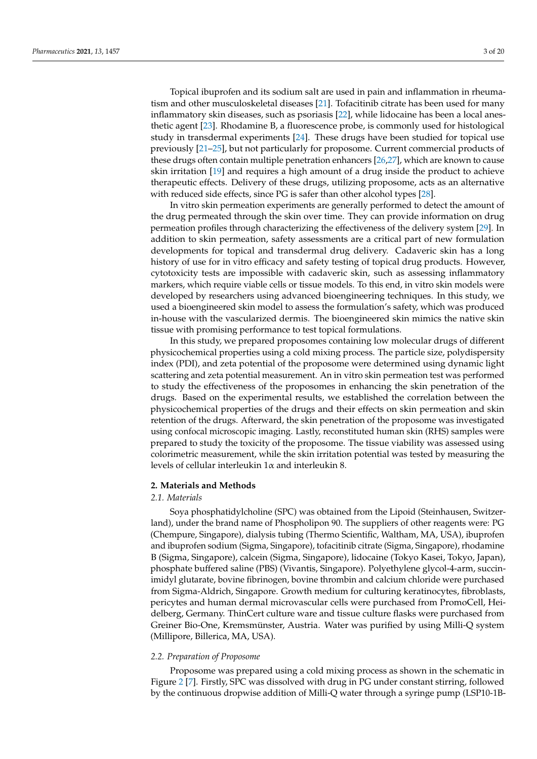Topical ibuprofen and its sodium salt are used in pain and inflammation in rheumatism and other musculoskeletal diseases [21]. Tofacitinib citrate has been used for many inflammatory skin diseases, such as psoriasis [22], while lidocaine has been a local anesthetic agent [23]. Rhodamine B, a fluorescence probe, is commonly used for histological study in transdermal experiments [24]. These drugs have been studied for topical use previously [21–25], but not particularly for proposome. Current commercial products of these drugs often contain multiple penetration enhancers [26,27], which are known to cause skin irritation [19] and requires a high amount of a drug inside the product to achieve therapeutic effects. Delivery of these drugs, utilizing proposome, acts as an alternative with reduced side effects, since PG is safer than other alcohol types [28].

In vitro skin permeation experiments are generally performed to detect the amount of the drug permeated through the skin over time. They can provide information on drug permeation profiles through characterizing the effectiveness of the delivery system [29]. In addition to skin permeation, safety assessments are a critical part of new formulation developments for topical and transdermal drug delivery. Cadaveric skin has a long history of use for in vitro efficacy and safety testing of topical drug products. However, cytotoxicity tests are impossible with cadaveric skin, such as assessing inflammatory markers, which require viable cells or tissue models. To this end, in vitro skin models were developed by researchers using advanced bioengineering techniques. In this study, we used a bioengineered skin model to assess the formulation's safety, which was produced in-house with the vascularized dermis. The bioengineered skin mimics the native skin tissue with promising performance to test topical formulations.

In this study, we prepared proposomes containing low molecular drugs of different physicochemical properties using a cold mixing process. The particle size, polydispersity index (PDI), and zeta potential of the proposome were determined using dynamic light scattering and zeta potential measurement. An in vitro skin permeation test was performed to study the effectiveness of the proposomes in enhancing the skin penetration of the drugs. Based on the experimental results, we established the correlation between the physicochemical properties of the drugs and their effects on skin permeation and skin retention of the drugs. Afterward, the skin penetration of the proposome was investigated using confocal microscopic imaging. Lastly, reconstituted human skin (RHS) samples were prepared to study the toxicity of the proposome. The tissue viability was assessed using colorimetric measurement, while the skin irritation potential was tested by measuring the levels of cellular interleukin 1$\alpha$ and interleukin 8.

## 2. Materials and Methods

### *2.1. Materials*

Soya phosphatidylcholine (SPC) was obtained from the Lipoid (Steinhausen, Switzerland), under the brand name of Phospholipon 90. The suppliers of other reagents were: PG (Chempure, Singapore), dialysis tubing (Thermo Scientific, Waltham, MA, USA), ibuprofen and ibuprofen sodium (Sigma, Singapore), tofacitinib citrate (Sigma, Singapore), rhodamine B (Sigma, Singapore), calcein (Sigma, Singapore), lidocaine (Tokyo Kasei, Tokyo, Japan), phosphate buffered saline (PBS) (Vivantis, Singapore). Polyethylene glycol-4-arm, succinimidyl glutarate, bovine fibrinogen, bovine thrombin and calcium chloride were purchased from Sigma-Aldrich, Singapore. Growth medium for culturing keratinocytes, fibroblasts, pericytes and human dermal microvascular cells were purchased from PromoCell, Heidelberg, Germany. ThinCert culture ware and tissue culture flasks were purchased from Greiner Bio-One, Kremsmünster, Austria. Water was purified by using Milli-Q system (Millipore, Billerica, MA, USA).

### *2.2. Preparation of Proposome*

Proposome was prepared using a cold mixing process as shown in the schematic in Figure 2 [7]. Firstly, SPC was dissolved with drug in PG under constant stirring, followed by the continuous dropwise addition of Milli-Q water through a syringe pump (LSP10-1B-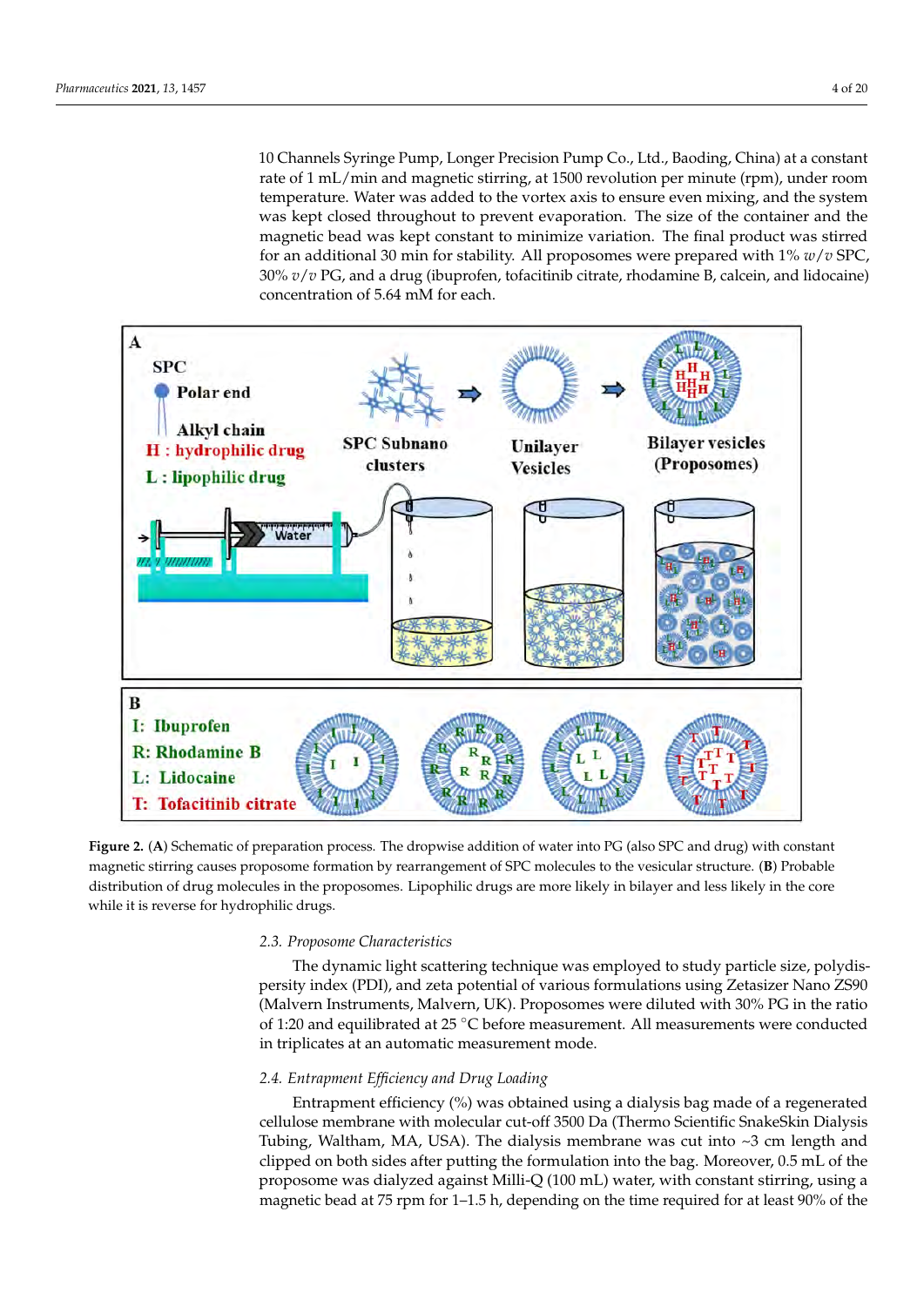10 Channels Syringe Pump, Longer Precision Pump Co., Ltd., Baoding, China) at a constant rate of 1 mL/min and magnetic stirring, at 1500 revolution per minute (rpm), under room temperature. Water was added to the vortex axis to ensure even mixing, and the system was kept closed throughout to prevent evaporation. The size of the container and the magnetic bead was kept constant to minimize variation. The final product was stirred for an additional 30 min for stability. All proposomes were prepared with 1% *w*/*v* SPC, 30% *v*/*v* PG, and a drug (ibuprofen, tofacitinib citrate, rhodamine B, calcein, and lidocaine) concentration of 5.64 mM for each.

**Figure 2.** (**A**) Schematic of preparation process. The dropwise addition of water into PG (also SPC and drug) with constant magnetic stirring causes proposome formation by rearrangement of SPC molecules to the vesicular structure. (**B**) Probable distribution of drug molecules in the proposomes. Lipophilic drugs are more likely in bilayer and less likely in the core while it is reverse for hydrophilic drugs.

### 2.3. Proposome Characteristics

The dynamic light scattering technique was employed to study particle size, polydispersity index (PDI), and zeta potential of various formulations using Zetasizer Nano ZS90 (Malvern Instruments, Malvern, UK). Proposomes were diluted with 30% PG in the ratio of 1:20 and equilibrated at 25 °C before measurement. All measurements were conducted in triplicates at an automatic measurement mode.

### 2.4. Entrapment Efficiency and Drug Loading

Entrapment efficiency (%) was obtained using a dialysis bag made of a regenerated cellulose membrane with molecular cut-off 3500 Da (Thermo Scientific SnakeSkin Dialysis Tubing, Waltham, MA, USA). The dialysis membrane was cut into ~3 cm length and clipped on both sides after putting the formulation into the bag. Moreover, 0.5 mL of the proposome was dialyzed against Milli-Q (100 mL) water, with constant stirring, using a magnetic bead at 75 rpm for 1–1.5 h, depending on the time required for at least 90% of the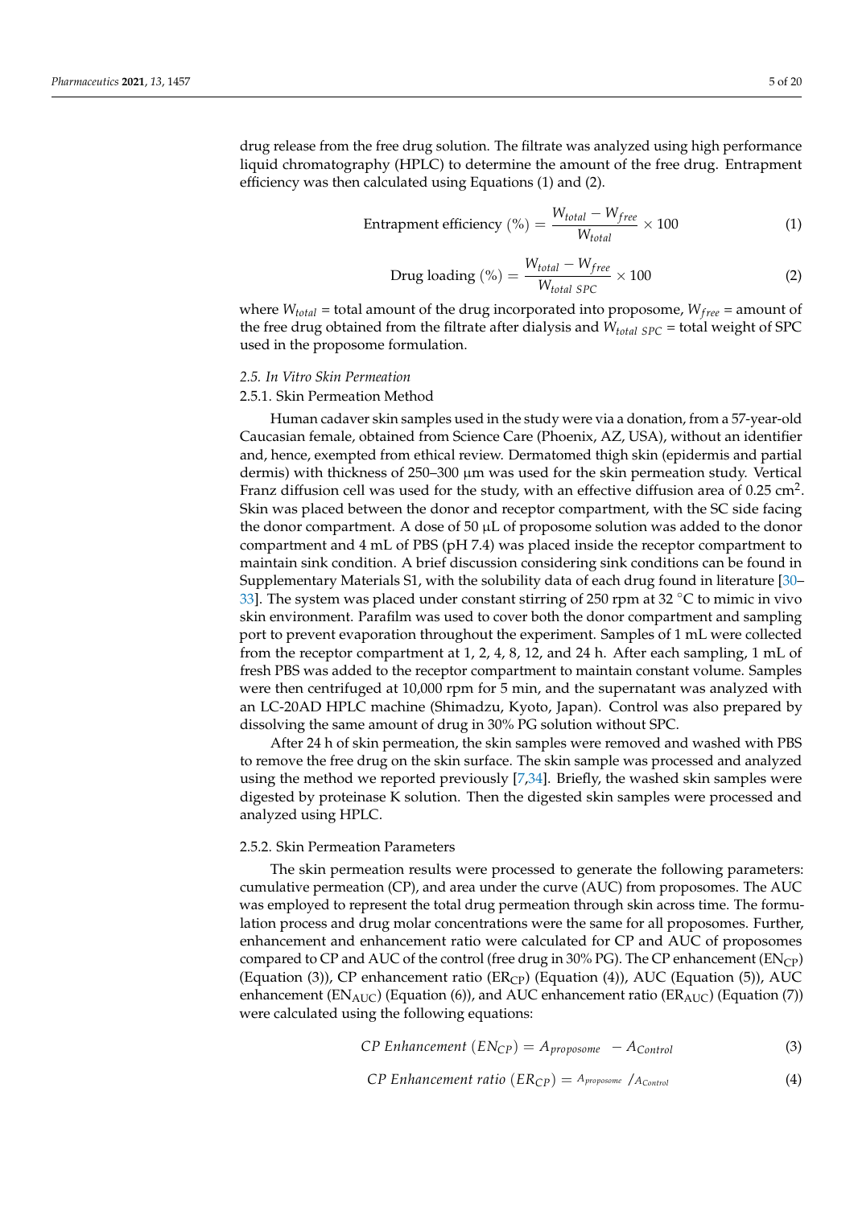drug release from the free drug solution. The filtrate was analyzed using high performance liquid chromatography (HPLC) to determine the amount of the free drug. Entrapment efficiency was then calculated using Equations (1) and (2).

$$\text{Entrapment efficiency } (\%) = \frac{W_{total} - W_{free}}{W_{total}} \times 100 \quad (1)$$

$$\text{Drug loading } (\%) = \frac{W_{total} - W_{free}}{W_{total\ SPC}} \times 100 \quad (2)$$

where $W_{total}$ = total amount of the drug incorporated into proposome, $W_{free}$ = amount of the free drug obtained from the filtrate after dialysis and $W_{total\ SPC}$ = total weight of SPC used in the proposome formulation.

### 2.5. In Vitro Skin Permeation

#### 2.5.1. Skin Permeation Method

Human cadaver skin samples used in the study were via a donation, from a 57-year-old Caucasian female, obtained from Science Care (Phoenix, AZ, USA), without an identifier and, hence, exempted from ethical review. Dermatomed thigh skin (epidermis and partial dermis) with thickness of 250–300 µm was used for the skin permeation study. Vertical Franz diffusion cell was used for the study, with an effective diffusion area of 0.25 cm$^2$. Skin was placed between the donor and receptor compartment, with the SC side facing the donor compartment. A dose of 50 µL of proposome solution was added to the donor compartment and 4 mL of PBS (pH 7.4) was placed inside the receptor compartment to maintain sink condition. A brief discussion considering sink conditions can be found in Supplementary Materials S1, with the solubility data of each drug found in literature [30–33]. The system was placed under constant stirring of 250 rpm at 32 °C to mimic in vivo skin environment. Parafilm was used to cover both the donor compartment and sampling port to prevent evaporation throughout the experiment. Samples of 1 mL were collected from the receptor compartment at 1, 2, 4, 8, 12, and 24 h. After each sampling, 1 mL of fresh PBS was added to the receptor compartment to maintain constant volume. Samples were then centrifuged at 10,000 rpm for 5 min, and the supernatant was analyzed with an LC-20AD HPLC machine (Shimadzu, Kyoto, Japan). Control was also prepared by dissolving the same amount of drug in 30% PG solution without SPC.

After 24 h of skin permeation, the skin samples were removed and washed with PBS to remove the free drug on the skin surface. The skin sample was processed and analyzed using the method we reported previously [7,34]. Briefly, the washed skin samples were digested by proteinase K solution. Then the digested skin samples were processed and analyzed using HPLC.

#### 2.5.2. Skin Permeation Parameters

The skin permeation results were processed to generate the following parameters: cumulative permeation (CP), and area under the curve (AUC) from proposomes. The AUC was employed to represent the total drug permeation through skin across time. The formulation process and drug molar concentrations were the same for all proposomes. Further, enhancement and enhancement ratio were calculated for CP and AUC of proposomes compared to CP and AUC of the control (free drug in 30% PG). The CP enhancement ($EN_{CP}$) (Equation (3)), CP enhancement ratio ($ER_{CP}$) (Equation (4)), AUC (Equation (5)), AUC enhancement ($EN_{AUC}$) (Equation (6)), and AUC enhancement ratio ($ER_{AUC}$) (Equation (7)) were calculated using the following equations:

$$CP\ Enhancement\ (EN_{CP}) = A_{proposome} - A_{Control} \quad (3)$$

$$CP\ Enhancement\ ratio\ (ER_{CP}) = A_{proposome} / A_{Control} \quad (4)$$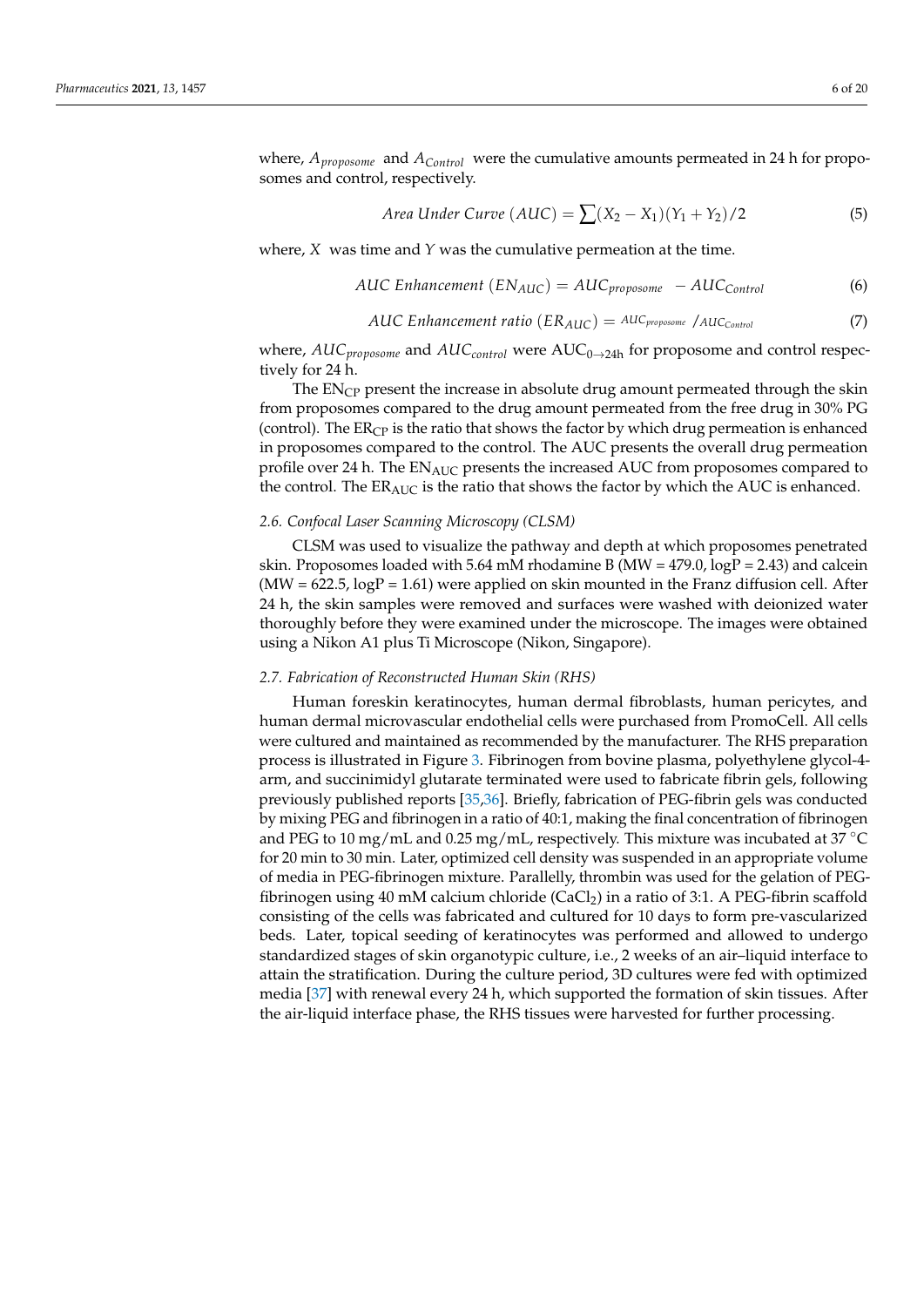where, $A_{proposome}$ and $A_{Control}$ were the cumulative amounts permeated in 24 h for proposomes and control, respectively.

$$Area\ Under\ Curve\ (AUC) = \sum (X_2 - X_1)(Y_1 + Y_2)/2 \tag{5}$$

where, $X$ was time and $Y$ was the cumulative permeation at the time.

$$AUC\ Enhancement\ (EN_{AUC}) = AUC_{proposome} - AUC_{Control} \tag{6}$$

$$AUC\ Enhancement\ ratio\ (ER_{AUC}) = AUC_{proposome} / AUC_{Control} \tag{7}$$

where, $AUC_{proposome}$ and $AUC_{control}$ were $AUC_{0 \rightarrow 24h}$ for proposome and control respectively for 24 h.

The $EN_{CP}$ present the increase in absolute drug amount permeated through the skin from proposomes compared to the drug amount permeated from the free drug in 30% PG (control). The $ER_{CP}$ is the ratio that shows the factor by which drug permeation is enhanced in proposomes compared to the control. The AUC presents the overall drug permeation profile over 24 h. The $EN_{AUC}$ presents the increased AUC from proposomes compared to the control. The $ER_{AUC}$ is the ratio that shows the factor by which the AUC is enhanced.

### *2.6. Confocal Laser Scanning Microscopy (CLSM)*

CLSM was used to visualize the pathway and depth at which proposomes penetrated skin. Proposomes loaded with 5.64 mM rhodamine B (MW = 479.0, logP = 2.43) and calcein (MW = 622.5, logP = 1.61) were applied on skin mounted in the Franz diffusion cell. After 24 h, the skin samples were removed and surfaces were washed with deionized water thoroughly before they were examined under the microscope. The images were obtained using a Nikon A1 plus Ti Microscope (Nikon, Singapore).

### *2.7. Fabrication of Reconstructed Human Skin (RHS)*

Human foreskin keratinocytes, human dermal fibroblasts, human pericytes, and human dermal microvascular endothelial cells were purchased from PromoCell. All cells were cultured and maintained as recommended by the manufacturer. The RHS preparation process is illustrated in Figure 3. Fibrinogen from bovine plasma, polyethylene glycol-4-arm, and succinimidyl glutarate terminated were used to fabricate fibrin gels, following previously published reports [35,36]. Briefly, fabrication of PEG-fibrin gels was conducted by mixing PEG and fibrinogen in a ratio of 40:1, making the final concentration of fibrinogen and PEG to 10 mg/mL and 0.25 mg/mL, respectively. This mixture was incubated at 37 °C for 20 min to 30 min. Later, optimized cell density was suspended in an appropriate volume of media in PEG-fibrinogen mixture. Parallelly, thrombin was used for the gelation of PEG-fibrinogen using 40 mM calcium chloride ($CaCl_2$) in a ratio of 3:1. A PEG-fibrin scaffold consisting of the cells was fabricated and cultured for 10 days to form pre-vascularized beds. Later, topical seeding of keratinocytes was performed and allowed to undergo standardized stages of skin organotypic culture, i.e., 2 weeks of an air–liquid interface to attain the stratification. During the culture period, 3D cultures were fed with optimized media [37] with renewal every 24 h, which supported the formation of skin tissues. After the air-liquid interface phase, the RHS tissues were harvested for further processing.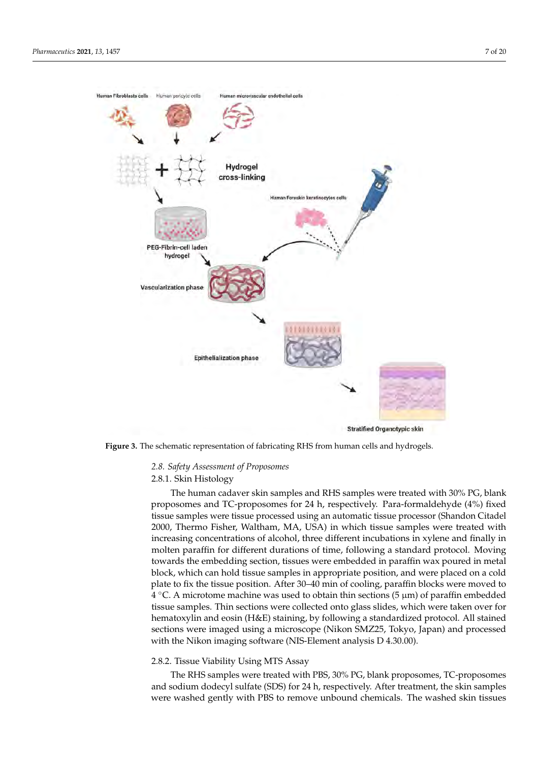**Figure 3.** The schematic representation of fabricating RHS from human cells and hydrogels.

### 2.8. Safety Assessment of Proposomes

#### 2.8.1. Skin Histology

The human cadaver skin samples and RHS samples were treated with 30% PG, blank proposomes and TC-proposomes for 24 h, respectively. Para-formaldehyde (4%) fixed tissue samples were tissue processed using an automatic tissue processor (Shandon Citadel 2000, Thermo Fisher, Waltham, MA, USA) in which tissue samples were treated with increasing concentrations of alcohol, three different incubations in xylene and finally in molten paraffin for different durations of time, following a standard protocol. Moving towards the embedding section, tissues were embedded in paraffin wax poured in metal block, which can hold tissue samples in appropriate position, and were placed on a cold plate to fix the tissue position. After 30–40 min of cooling, paraffin blocks were moved to 4 °C. A microtome machine was used to obtain thin sections (5 μm) of paraffin embedded tissue samples. Thin sections were collected onto glass slides, which were taken over for hematoxylin and eosin (H&E) staining, by following a standardized protocol. All stained sections were imaged using a microscope (Nikon SMZ25, Tokyo, Japan) and processed with the Nikon imaging software (NIS-Element analysis D 4.30.00).

#### 2.8.2. Tissue Viability Using MTS Assay

The RHS samples were treated with PBS, 30% PG, blank proposomes, TC-proposomes and sodium dodecyl sulfate (SDS) for 24 h, respectively. After treatment, the skin samples were washed gently with PBS to remove unbound chemicals. The washed skin tissues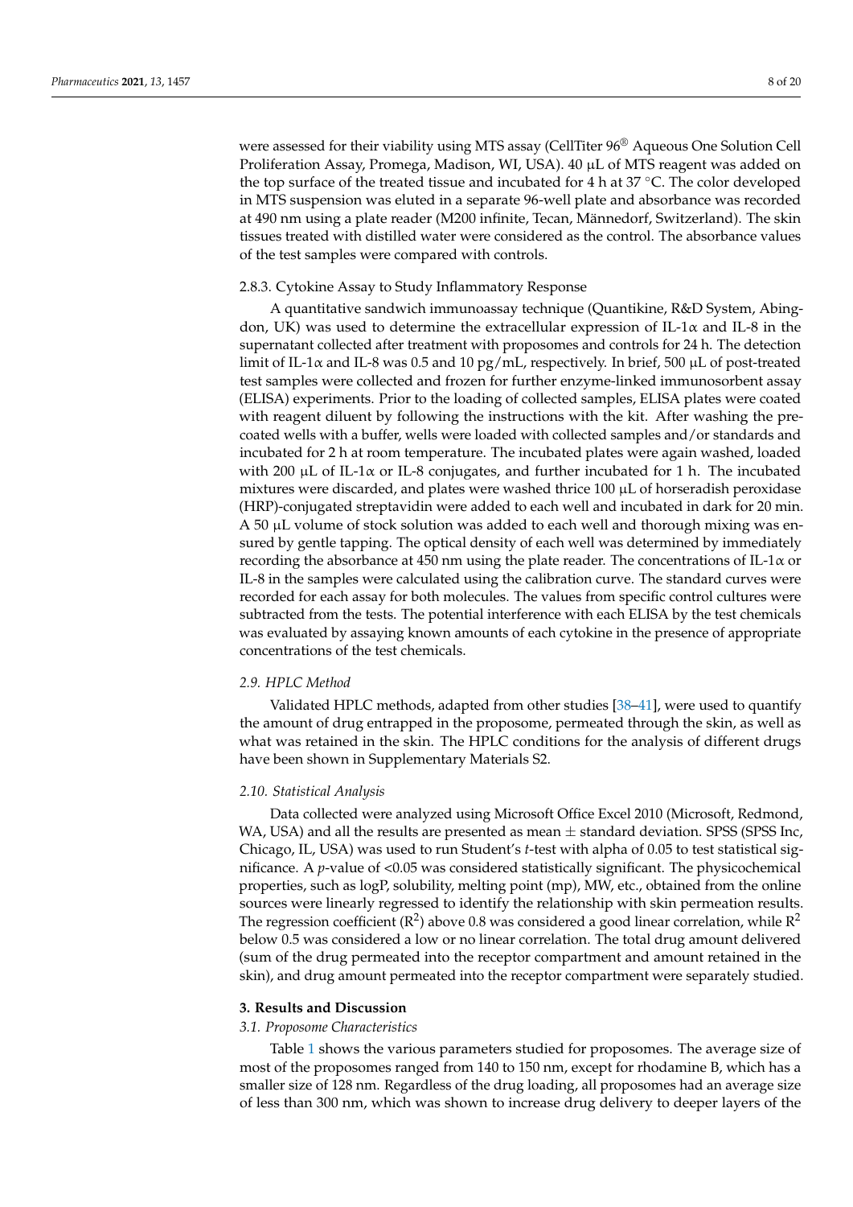were assessed for their viability using MTS assay (CellTiter 96® Aqueous One Solution Cell Proliferation Assay, Promega, Madison, WI, USA). 40 µL of MTS reagent was added on the top surface of the treated tissue and incubated for 4 h at 37 °C. The color developed in MTS suspension was eluted in a separate 96-well plate and absorbance was recorded at 490 nm using a plate reader (M200 infinite, Tecan, Männedorf, Switzerland). The skin tissues treated with distilled water were considered as the control. The absorbance values of the test samples were compared with controls.

#### 2.8.3. Cytokine Assay to Study Inflammatory Response

A quantitative sandwich immunoassay technique (Quantikine, R&D System, Abingdon, UK) was used to determine the extracellular expression of IL-1α and IL-8 in the supernatant collected after treatment with proposomes and controls for 24 h. The detection limit of IL-1α and IL-8 was 0.5 and 10 pg/mL, respectively. In brief, 500 µL of post-treated test samples were collected and frozen for further enzyme-linked immunosorbent assay (ELISA) experiments. Prior to the loading of collected samples, ELISA plates were coated with reagent diluent by following the instructions with the kit. After washing the pre-coated wells with a buffer, wells were loaded with collected samples and/or standards and incubated for 2 h at room temperature. The incubated plates were again washed, loaded with 200 µL of IL-1α or IL-8 conjugates, and further incubated for 1 h. The incubated mixtures were discarded, and plates were washed thrice 100 µL of horseradish peroxidase (HRP)-conjugated streptavidin were added to each well and incubated in dark for 20 min. A 50 µL volume of stock solution was added to each well and thorough mixing was ensured by gentle tapping. The optical density of each well was determined by immediately recording the absorbance at 450 nm using the plate reader. The concentrations of IL-1α or IL-8 in the samples were calculated using the calibration curve. The standard curves were recorded for each assay for both molecules. The values from specific control cultures were subtracted from the tests. The potential interference with each ELISA by the test chemicals was evaluated by assaying known amounts of each cytokine in the presence of appropriate concentrations of the test chemicals.

### *2.9. HPLC Method*

Validated HPLC methods, adapted from other studies [38–41], were used to quantify the amount of drug entrapped in the proposome, permeated through the skin, as well as what was retained in the skin. The HPLC conditions for the analysis of different drugs have been shown in Supplementary Materials S2.

### *2.10. Statistical Analysis*

Data collected were analyzed using Microsoft Office Excel 2010 (Microsoft, Redmond, WA, USA) and all the results are presented as mean ± standard deviation. SPSS (SPSS Inc, Chicago, IL, USA) was used to run Student's *t*-test with alpha of 0.05 to test statistical significance. A *p*-value of <0.05 was considered statistically significant. The physicochemical properties, such as logP, solubility, melting point (mp), MW, etc., obtained from the online sources were linearly regressed to identify the relationship with skin permeation results. The regression coefficient ($R^2$) above 0.8 was considered a good linear correlation, while $R^2$ below 0.5 was considered a low or no linear correlation. The total drug amount delivered (sum of the drug permeated into the receptor compartment and amount retained in the skin), and drug amount permeated into the receptor compartment were separately studied.

## 3. Results and Discussion

### *3.1. Proposome Characteristics*

Table 1 shows the various parameters studied for proposomes. The average size of most of the proposomes ranged from 140 to 150 nm, except for rhodamine B, which has a smaller size of 128 nm. Regardless of the drug loading, all proposomes had an average size of less than 300 nm, which was shown to increase drug delivery to deeper layers of the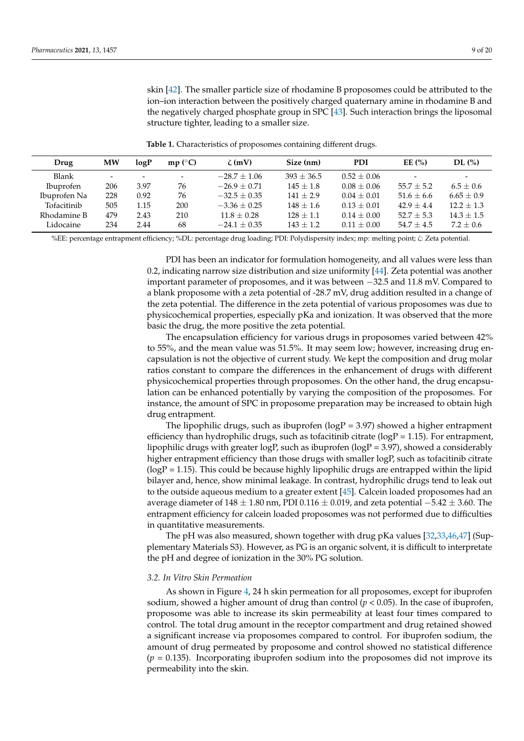skin [42]. The smaller particle size of rhodamine B proposomes could be attributed to the ion–ion interaction between the positively charged quaternary amine in rhodamine B and the negatively charged phosphate group in SPC [43]. Such interaction brings the liposomal structure tighter, leading to a smaller size.

**Table 1.** Characteristics of proposomes containing different drugs.

| Drug | MW | logP | mp (°C) | ζ (mV) | Size (nm) | PDI | EE (%) | DL (%) |
|---|---|---|---|---|---|---|---|---|
| Blank | - | - | - | −28.7 ± 1.06 | 393 ± 36.5 | 0.52 ± 0.06 | - | - |
| Ibuprofen | 206 | 3.97 | 76 | −26.9 ± 0.71 | 145 ± 1.8 | 0.08 ± 0.06 | 55.7 ± 5.2 | 6.5 ± 0.6 |
| Ibuprofen Na | 228 | 0.92 | 76 | −32.5 ± 0.35 | 141 ± 2.9 | 0.04 ± 0.01 | 51.6 ± 6.6 | 6.65 ± 0.9 |
| Tofacitinib | 505 | 1.15 | 200 | −3.36 ± 0.25 | 148 ± 1.6 | 0.13 ± 0.01 | 42.9 ± 4.4 | 12.2 ± 1.3 |
| Rhodamine B | 479 | 2.43 | 210 | 11.8 ± 0.28 | 128 ± 1.1 | 0.14 ± 0.00 | 52.7 ± 5.3 | 14.3 ± 1.5 |
| Lidocaine | 234 | 2.44 | 68 | −24.1 ± 0.35 | 143 ± 1.2 | 0.11 ± 0.00 | 54.7 ± 4.5 | 7.2 ± 0.6 |

%EE: percentage entrapment efficiency; %DL: percentage drug loading; PDI: Polydispersity index; mp: melting point; ζ: Zeta potential.

PDI has been an indicator for formulation homogeneity, and all values were less than 0.2, indicating narrow size distribution and size uniformity [44]. Zeta potential was another important parameter of proposomes, and it was between −32.5 and 11.8 mV. Compared to a blank proposome with a zeta potential of -28.7 mV, drug addition resulted in a change of the zeta potential. The difference in the zeta potential of various proposomes was due to physicochemical properties, especially pKa and ionization. It was observed that the more basic the drug, the more positive the zeta potential.

The encapsulation efficiency for various drugs in proposomes varied between 42% to 55%, and the mean value was 51.5%. It may seem low; however, increasing drug encapsulation is not the objective of current study. We kept the composition and drug molar ratios constant to compare the differences in the enhancement of drugs with different physicochemical properties through proposomes. On the other hand, the drug encapsulation can be enhanced potentially by varying the composition of the proposomes. For instance, the amount of SPC in proposome preparation may be increased to obtain high drug entrapment.

The lipophilic drugs, such as ibuprofen (logP = 3.97) showed a higher entrapment efficiency than hydrophilic drugs, such as tofacitinib citrate (logP = 1.15). For entrapment, lipophilic drugs with greater logP, such as ibuprofen (logP = 3.97), showed a considerably higher entrapment efficiency than those drugs with smaller logP, such as tofacitinib citrate (logP = 1.15). This could be because highly lipophilic drugs are entrapped within the lipid bilayer and, hence, show minimal leakage. In contrast, hydrophilic drugs tend to leak out to the outside aqueous medium to a greater extent [45]. Calcein loaded proposomes had an average diameter of 148 ± 1.80 nm, PDI 0.116 ± 0.019, and zeta potential −5.42 ± 3.60. The entrapment efficiency for calcein loaded proposomes was not performed due to difficulties in quantitative measurements.

The pH was also measured, shown together with drug pKa values [32,33,46,47] (Supplementary Materials S3). However, as PG is an organic solvent, it is difficult to interpretate the pH and degree of ionization in the 30% PG solution.

### *3.2. In Vitro Skin Permeation*

As shown in Figure 4, 24 h skin permeation for all proposomes, except for ibuprofen sodium, showed a higher amount of drug than control ($p < 0.05$). In the case of ibuprofen, proposome was able to increase its skin permeability at least four times compared to control. The total drug amount in the receptor compartment and drug retained showed a significant increase via proposomes compared to control. For ibuprofen sodium, the amount of drug permeated by proposome and control showed no statistical difference ($p = 0.135$). Incorporating ibuprofen sodium into the proposomes did not improve its permeability into the skin.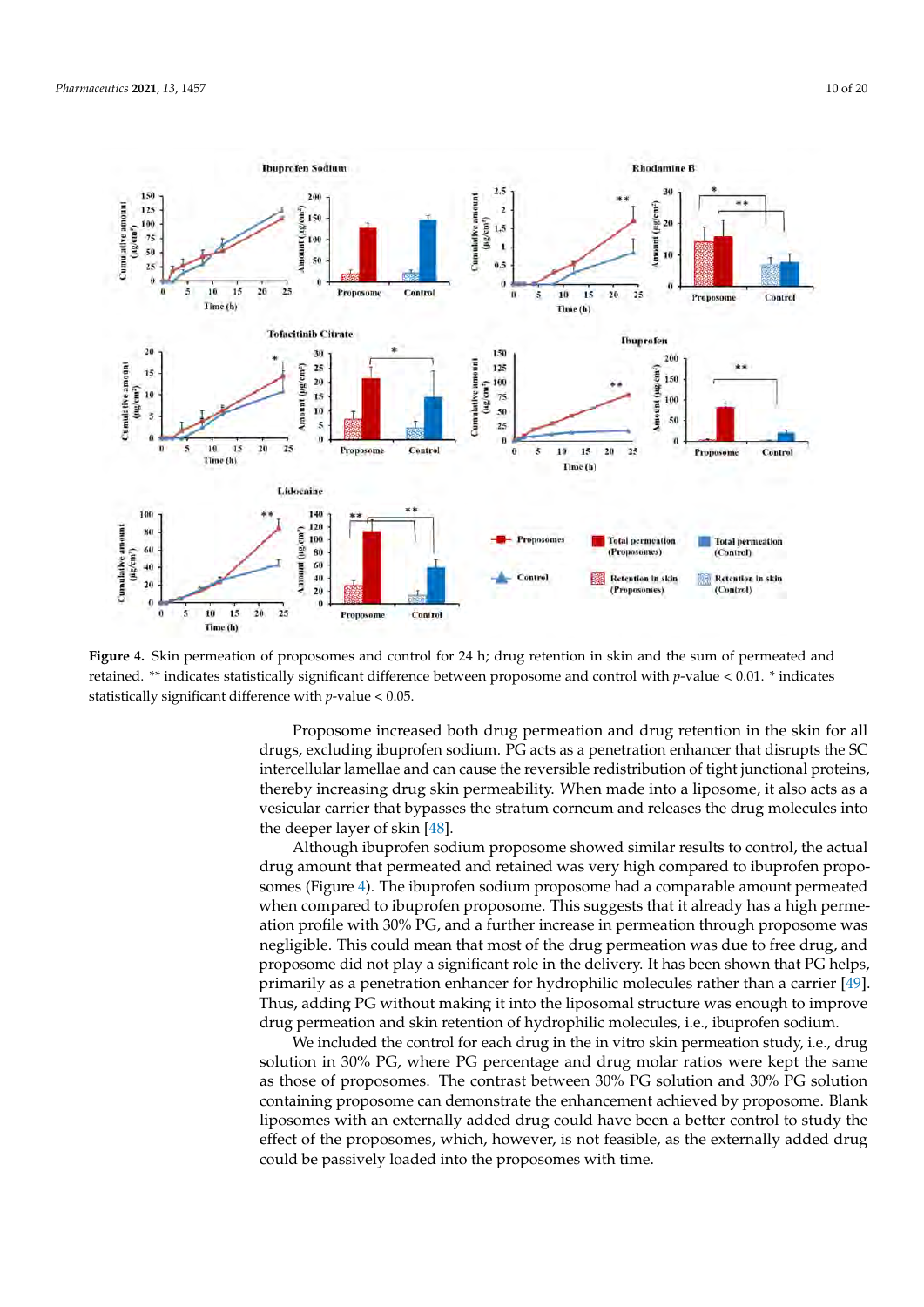**Figure 4.** Skin permeation of proposomes and control for 24 h; drug retention in skin and the sum of permeated and retained. ** indicates statistically significant difference between proposome and control with $p$-value < 0.01. * indicates statistically significant difference with $p$-value < 0.05.

Proposome increased both drug permeation and drug retention in the skin for all drugs, excluding ibuprofen sodium. PG acts as a penetration enhancer that disrupts the SC intercellular lamellae and can cause the reversible redistribution of tight junctional proteins, thereby increasing drug skin permeability. When made into a liposome, it also acts as a vesicular carrier that bypasses the stratum corneum and releases the drug molecules into the deeper layer of skin [48].

Although ibuprofen sodium proposome showed similar results to control, the actual drug amount that permeated and retained was very high compared to ibuprofen proposomes (Figure 4). The ibuprofen sodium proposome had a comparable amount permeated when compared to ibuprofen proposome. This suggests that it already has a high permeation profile with 30% PG, and a further increase in permeation through proposome was negligible. This could mean that most of the drug permeation was due to free drug, and proposome did not play a significant role in the delivery. It has been shown that PG helps, primarily as a penetration enhancer for hydrophilic molecules rather than a carrier [49]. Thus, adding PG without making it into the liposomal structure was enough to improve drug permeation and skin retention of hydrophilic molecules, i.e., ibuprofen sodium.

We included the control for each drug in the in vitro skin permeation study, i.e., drug solution in 30% PG, where PG percentage and drug molar ratios were kept the same as those of proposomes. The contrast between 30% PG solution and 30% PG solution containing proposome can demonstrate the enhancement achieved by proposome. Blank liposomes with an externally added drug could have been a better control to study the effect of the proposomes, which, however, is not feasible, as the externally added drug could be passively loaded into the proposomes with time.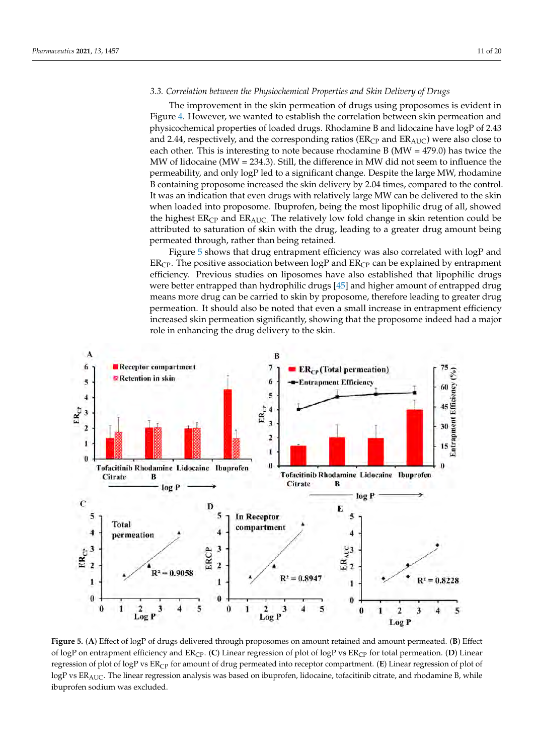### 3.3. Correlation between the Physiochemical Properties and Skin Delivery of Drugs

The improvement in the skin permeation of drugs using proposomes is evident in Figure 4. However, we wanted to establish the correlation between skin permeation and physicochemical properties of loaded drugs. Rhodamine B and lidocaine have logP of 2.43 and 2.44, respectively, and the corresponding ratios ($ER_{CP}$ and $ER_{AUC}$) were also close to each other. This is interesting to note because rhodamine B (MW = 479.0) has twice the MW of lidocaine (MW = 234.3). Still, the difference in MW did not seem to influence the permeability, and only logP led to a significant change. Despite the large MW, rhodamine B containing proposome increased the skin delivery by 2.04 times, compared to the control. It was an indication that even drugs with relatively large MW can be delivered to the skin when loaded into proposome. Ibuprofen, being the most lipophilic drug of all, showed the highest $ER_{CP}$ and $ER_{AUC}$. The relatively low fold change in skin retention could be attributed to saturation of skin with the drug, leading to a greater drug amount being permeated through, rather than being retained.

Figure 5 shows that drug entrapment efficiency was also correlated with logP and $ER_{CP}$. The positive association between logP and $ER_{CP}$ can be explained by entrapment efficiency. Previous studies on liposomes have also established that lipophilic drugs were better entrapped than hydrophilic drugs [45] and higher amount of entrapped drug means more drug can be carried to skin by proposome, therefore leading to greater drug permeation. It should also be noted that even a small increase in entrapment efficiency increased skin permeation significantly, showing that the proposome indeed had a major role in enhancing the drug delivery to the skin.

**Figure 5.** (**A**) Effect of logP of drugs delivered through proposomes on amount retained and amount permeated. (**B**) Effect of logP on entrapment efficiency and $ER_{CP}$. (**C**) Linear regression of plot of logP vs $ER_{CP}$ for total permeation. (**D**) Linear regression of plot of logP vs $ER_{CP}$ for amount of drug permeated into receptor compartment. (**E**) Linear regression of plot of logP vs $ER_{AUC}$. The linear regression analysis was based on ibuprofen, lidocaine, tofacitinib citrate, and rhodamine B, while ibuprofen sodium was excluded.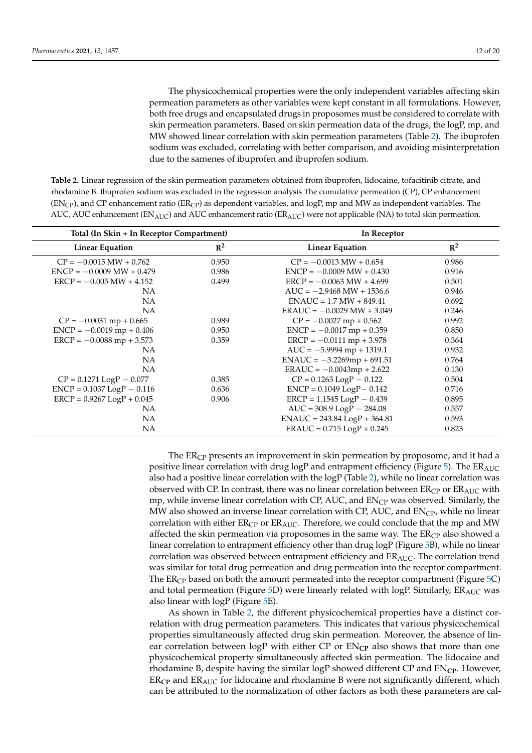The physicochemical properties were the only independent variables affecting skin permeation parameters as other variables were kept constant in all formulations. However, both free drugs and encapsulated drugs in proposomes must be considered to correlate with skin permeation parameters. Based on skin permeation data of the drugs, the logP, mp, and MW showed linear correlation with skin permeation parameters (Table 2). The ibuprofen sodium was excluded, correlating with better comparison, and avoiding misinterpretation due to the samenes of ibuprofen and ibuprofen sodium.

**Table 2.** Linear regression of the skin permeation parameters obtained from ibuprofen, lidocaine, tofacitinib citrate, and rhodamine B. Ibuprofen sodium was excluded in the regression analysis The cumulative permeation (CP), CP enhancement ($EN_{CP}$), and CP enhancement ratio ($ER_{CP}$) as dependent variables, and logP, mp and MW as independent variables. The AUC, AUC enhancement ($EN_{AUC}$) and AUC enhancement ratio ($ER_{AUC}$) were not applicable (NA) to total skin permeation.

| Total (In Skin + In Receptor Compartment) | | In Receptor | |
|---|---|---|---|
| **Linear Equation** | **$R^2$** | **Linear Equation** | **$R^2$** |
| CP = −0.0015 MW + 0.762 | 0.950 | CP = −0.0013 MW + 0.654 | 0.986 |
| ENCP = −0.0009 MW + 0.479 | 0.986 | ENCP = −0.0009 MW + 0.430 | 0.916 |
| ERCP = −0.005 MW + 4.152 | 0.499 | ERCP = −0.0063 MW + 4.699 | 0.501 |
| NA | | AUC = −2.9468 MW + 1536.6 | 0.946 |
| NA | | ENAUC = 1.7 MW + 849.41 | 0.692 |
| NA | | ERAUC = −0.0029 MW + 3.049 | 0.246 |
| CP = −0.0031 mp + 0.665 | 0.989 | CP = −0.0027 mp + 0.562 | 0.992 |
| ENCP = −0.0019 mp + 0.406 | 0.950 | ENCP = −0.0017 mp + 0.359 | 0.850 |
| ERCP = −0.0088 mp + 3.573 | 0.359 | ERCP = −0.0111 mp + 3.978 | 0.364 |
| NA | | AUC = −5.9994 mp + 1319.1 | 0.932 |
| NA | | ENAUC = −3.2269mp + 691.51 | 0.764 |
| NA | | ERAUC = −0.0043mp + 2.622 | 0.130 |
| CP = 0.1271 LogP − 0.077 | 0.385 | CP = 0.1263 LogP − 0.122 | 0.504 |
| ENCP = 0.1037 LogP − 0.116 | 0.636 | ENCP = 0.1049 LogP− 0.142 | 0.716 |
| ERCP = 0.9267 LogP + 0.045 | 0.906 | ERCP = 1.1545 LogP − 0.439 | 0.895 |
| NA | | AUC = 308.9 LogP − 284.08 | 0.557 |
| NA | | ENAUC = 243.84 LogP + 364.81 | 0.593 |
| NA | | ERAUC = 0.715 LogP + 0.245 | 0.823 |

The $ER_{CP}$ presents an improvement in skin permeation by proposome, and it had a positive linear correlation with drug logP and entrapment efficiency (Figure 5). The $ER_{AUC}$ also had a positive linear correlation with the logP (Table 2), while no linear correlation was observed with CP. In contrast, there was no linear correlation between $ER_{CP}$ or $ER_{AUC}$ with mp, while inverse linear correlation with CP, AUC, and $EN_{CP}$ was observed. Similarly, the MW also showed an inverse linear correlation with CP, AUC, and $EN_{CP}$, while no linear correlation with either $ER_{CP}$ or $ER_{AUC}$. Therefore, we could conclude that the mp and MW affected the skin permeation via proposomes in the same way. The $ER_{CP}$ also showed a linear correlation to entrapment efficiency other than drug logP (Figure 5B), while no linear correlation was observed between entrapment efficiency and $ER_{AUC}$. The correlation trend was similar for total drug permeation and drug permeation into the receptor compartment. The $ER_{CP}$ based on both the amount permeated into the receptor compartment (Figure 5C) and total permeation (Figure 5D) were linearly related with logP. Similarly, $ER_{AUC}$ was also linear with logP (Figure 5E).

As shown in Table 2, the different physicochemical properties have a distinct correlation with drug permeation parameters. This indicates that various physicochemical properties simultaneously affected drug skin permeation. Moreover, the absence of linear correlation between logP with either CP or $EN_{\mathbf{CP}}$ also shows that more than one physicochemical property simultaneously affected skin permeation. The lidocaine and rhodamine B, despite having the similar logP showed different CP and $EN_{\mathbf{CP}}$. However, $ER_{\mathbf{CP}}$ and $ER_{AUC}$ for lidocaine and rhodamine B were not significantly different, which can be attributed to the normalization of other factors as both these parameters are cal-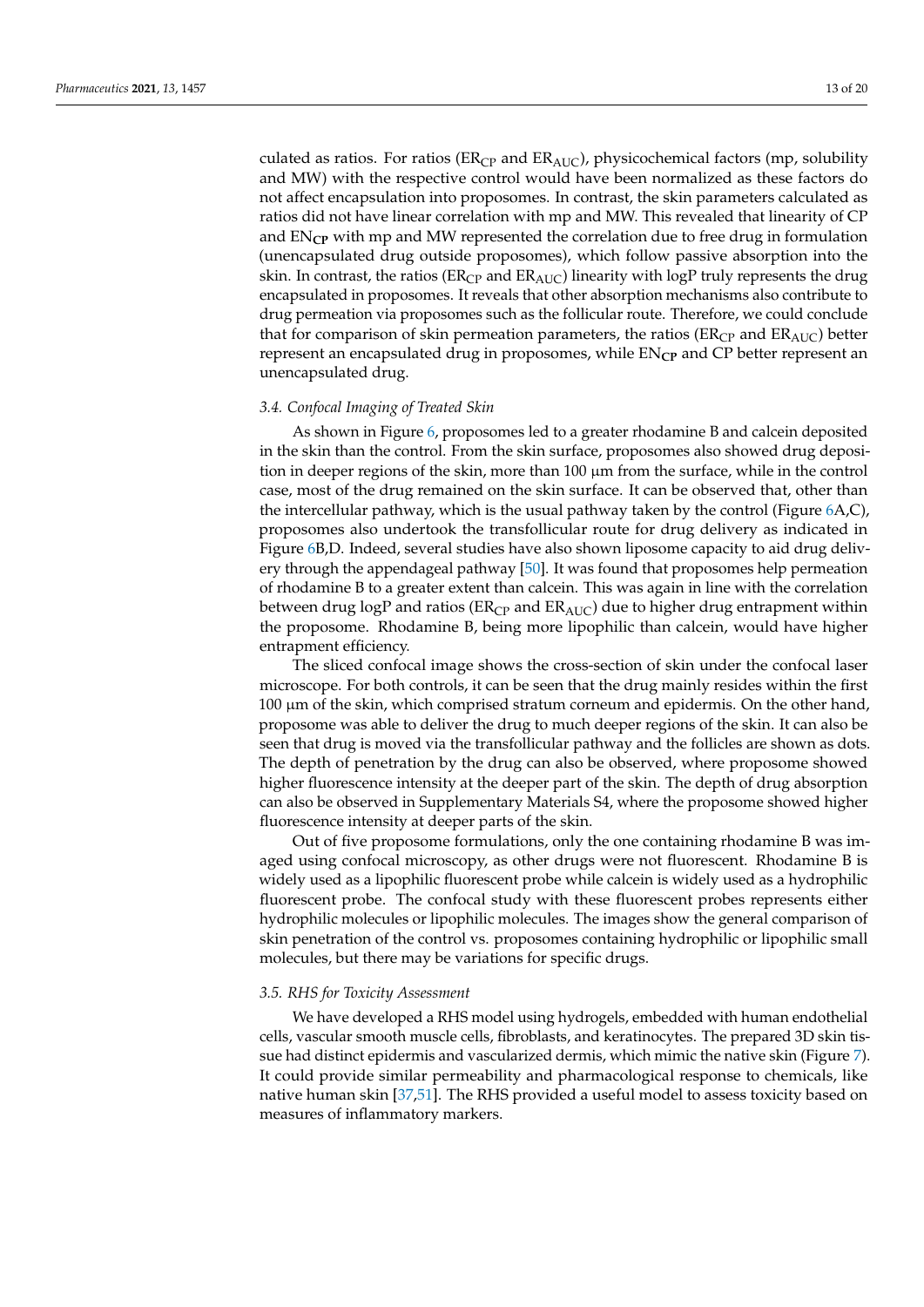culated as ratios. For ratios ($ER_{CP}$ and $ER_{AUC}$), physicochemical factors (mp, solubility and MW) with the respective control would have been normalized as these factors do not affect encapsulation into proposomes. In contrast, the skin parameters calculated as ratios did not have linear correlation with mp and MW. This revealed that linearity of CP and $EN_{\mathbf{CP}}$ with mp and MW represented the correlation due to free drug in formulation (unencapsulated drug outside proposomes), which follow passive absorption into the skin. In contrast, the ratios ($ER_{CP}$ and $ER_{AUC}$) linearity with logP truly represents the drug encapsulated in proposomes. It reveals that other absorption mechanisms also contribute to drug permeation via proposomes such as the follicular route. Therefore, we could conclude that for comparison of skin permeation parameters, the ratios ($ER_{CP}$ and $ER_{AUC}$) better represent an encapsulated drug in proposomes, while $EN_{\mathbf{CP}}$ and CP better represent an unencapsulated drug.

### 3.4. Confocal Imaging of Treated Skin

As shown in Figure 6, proposomes led to a greater rhodamine B and calcein deposited in the skin than the control. From the skin surface, proposomes also showed drug deposition in deeper regions of the skin, more than 100 µm from the surface, while in the control case, most of the drug remained on the skin surface. It can be observed that, other than the intercellular pathway, which is the usual pathway taken by the control (Figure 6A,C), proposomes also undertook the transfollicular route for drug delivery as indicated in Figure 6B,D. Indeed, several studies have also shown liposome capacity to aid drug delivery through the appendageal pathway [50]. It was found that proposomes help permeation of rhodamine B to a greater extent than calcein. This was again in line with the correlation between drug logP and ratios ($ER_{CP}$ and $ER_{AUC}$) due to higher drug entrapment within the proposome. Rhodamine B, being more lipophilic than calcein, would have higher entrapment efficiency.

The sliced confocal image shows the cross-section of skin under the confocal laser microscope. For both controls, it can be seen that the drug mainly resides within the first 100 µm of the skin, which comprised stratum corneum and epidermis. On the other hand, proposome was able to deliver the drug to much deeper regions of the skin. It can also be seen that drug is moved via the transfollicular pathway and the follicles are shown as dots. The depth of penetration by the drug can also be observed, where proposome showed higher fluorescence intensity at the deeper part of the skin. The depth of drug absorption can also be observed in Supplementary Materials S4, where the proposome showed higher fluorescence intensity at deeper parts of the skin.

Out of five proposome formulations, only the one containing rhodamine B was imaged using confocal microscopy, as other drugs were not fluorescent. Rhodamine B is widely used as a lipophilic fluorescent probe while calcein is widely used as a hydrophilic fluorescent probe. The confocal study with these fluorescent probes represents either hydrophilic molecules or lipophilic molecules. The images show the general comparison of skin penetration of the control vs. proposomes containing hydrophilic or lipophilic small molecules, but there may be variations for specific drugs.

### 3.5. RHS for Toxicity Assessment

We have developed a RHS model using hydrogels, embedded with human endothelial cells, vascular smooth muscle cells, fibroblasts, and keratinocytes. The prepared 3D skin tissue had distinct epidermis and vascularized dermis, which mimic the native skin (Figure 7). It could provide similar permeability and pharmacological response to chemicals, like native human skin [37,51]. The RHS provided a useful model to assess toxicity based on measures of inflammatory markers.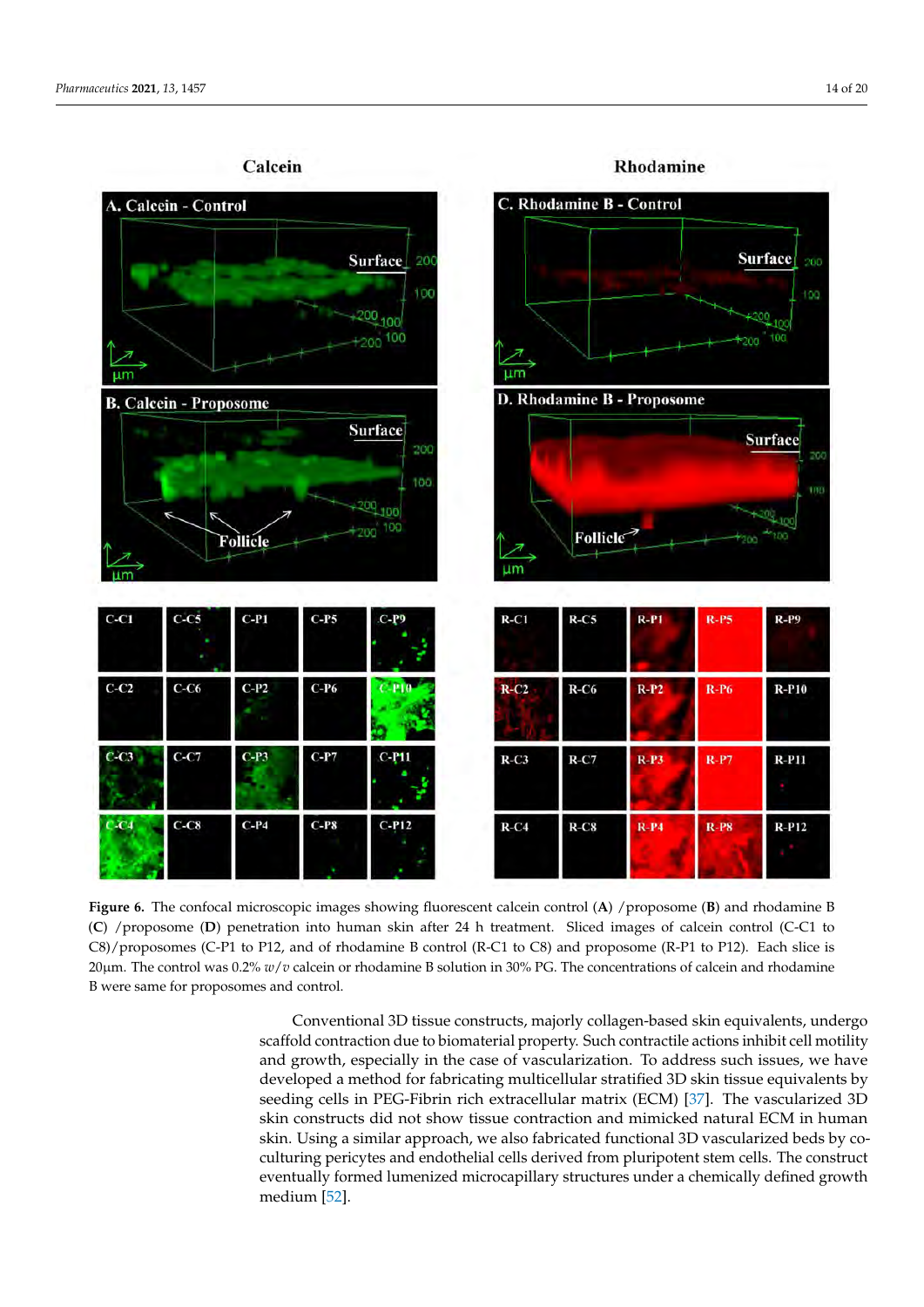**Figure 6.** The confocal microscopic images showing fluorescent calcein control (**A**) /proposome (**B**) and rhodamine B (**C**) /proposome (**D**) penetration into human skin after 24 h treatment. Sliced images of calcein control (C-C1 to C8)/proposomes (C-P1 to P12, and of rhodamine B control (R-C1 to C8) and proposome (R-P1 to P12). Each slice is 20µm. The control was 0.2% $w/v$ calcein or rhodamine B solution in 30% PG. The concentrations of calcein and rhodamine B were same for proposomes and control.

Conventional 3D tissue constructs, majorly collagen-based skin equivalents, undergo scaffold contraction due to biomaterial property. Such contractile actions inhibit cell motility and growth, especially in the case of vascularization. To address such issues, we have developed a method for fabricating multicellular stratified 3D skin tissue equivalents by seeding cells in PEG-Fibrin rich extracellular matrix (ECM) [37]. The vascularized 3D skin constructs did not show tissue contraction and mimicked natural ECM in human skin. Using a similar approach, we also fabricated functional 3D vascularized beds by co-culturing pericytes and endothelial cells derived from pluripotent stem cells. The construct eventually formed lumenized microcapillary structures under a chemically defined growth medium [52].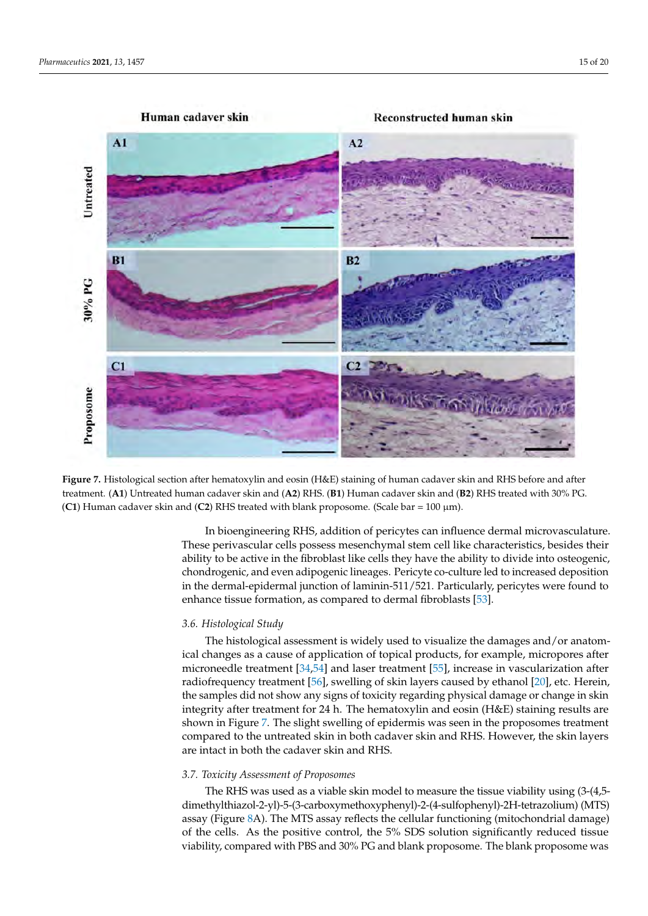**Figure 7.** Histological section after hematoxylin and eosin (H&E) staining of human cadaver skin and RHS before and after treatment. (**A1**) Untreated human cadaver skin and (**A2**) RHS. (**B1**) Human cadaver skin and (**B2**) RHS treated with 30% PG. (**C1**) Human cadaver skin and (**C2**) RHS treated with blank proposome. (Scale bar = 100 μm).

In bioengineering RHS, addition of pericytes can influence dermal microvasculature. These perivascular cells possess mesenchymal stem cell like characteristics, besides their ability to be active in the fibroblast like cells they have the ability to divide into osteogenic, chondrogenic, and even adipogenic lineages. Pericyte co-culture led to increased deposition in the dermal-epidermal junction of laminin-511/521. Particularly, pericytes were found to enhance tissue formation, as compared to dermal fibroblasts [53].

### *3.6. Histological Study*

The histological assessment is widely used to visualize the damages and/or anatomical changes as a cause of application of topical products, for example, micropores after microneedle treatment [34,54] and laser treatment [55], increase in vascularization after radiofrequency treatment [56], swelling of skin layers caused by ethanol [20], etc. Herein, the samples did not show any signs of toxicity regarding physical damage or change in skin integrity after treatment for 24 h. The hematoxylin and eosin (H&E) staining results are shown in Figure 7. The slight swelling of epidermis was seen in the proposomes treatment compared to the untreated skin in both cadaver skin and RHS. However, the skin layers are intact in both the cadaver skin and RHS.

### *3.7. Toxicity Assessment of Proposomes*

The RHS was used as a viable skin model to measure the tissue viability using (3-(4,5-dimethylthiazol-2-yl)-5-(3-carboxymethoxyphenyl)-2-(4-sulfophenyl)-2H-tetrazolium) (MTS) assay (Figure 8A). The MTS assay reflects the cellular functioning (mitochondrial damage) of the cells. As the positive control, the 5% SDS solution significantly reduced tissue viability, compared with PBS and 30% PG and blank proposome. The blank proposome was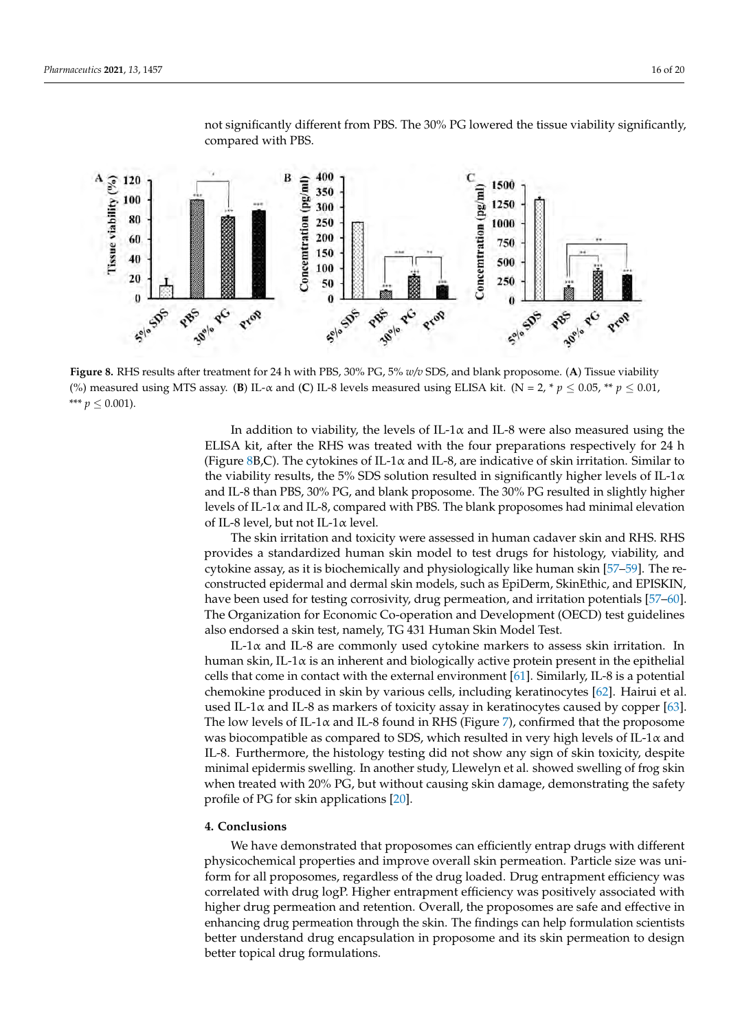not significantly different from PBS. The 30% PG lowered the tissue viability significantly, compared with PBS.

**Figure 8.** RHS results after treatment for 24 h with PBS, 30% PG, 5% *w/v* SDS, and blank proposome. (**A**) Tissue viability (%) measured using MTS assay. (**B**) IL-α and (**C**) IL-8 levels measured using ELISA kit. (N = 2, * $p \leq 0.05$, ** $p \leq 0.01$, *** $p \leq 0.001$).

In addition to viability, the levels of IL-1α and IL-8 were also measured using the ELISA kit, after the RHS was treated with the four preparations respectively for 24 h (Figure 8B,C). The cytokines of IL-1α and IL-8, are indicative of skin irritation. Similar to the viability results, the 5% SDS solution resulted in significantly higher levels of IL-1α and IL-8 than PBS, 30% PG, and blank proposome. The 30% PG resulted in slightly higher levels of IL-1α and IL-8, compared with PBS. The blank proposomes had minimal elevation of IL-8 level, but not IL-1α level.

The skin irritation and toxicity were assessed in human cadaver skin and RHS. RHS provides a standardized human skin model to test drugs for histology, viability, and cytokine assay, as it is biochemically and physiologically like human skin [57–59]. The reconstructed epidermal and dermal skin models, such as EpiDerm, SkinEthic, and EPISKIN, have been used for testing corrosivity, drug permeation, and irritation potentials [57–60]. The Organization for Economic Co-operation and Development (OECD) test guidelines also endorsed a skin test, namely, TG 431 Human Skin Model Test.

IL-1α and IL-8 are commonly used cytokine markers to assess skin irritation. In human skin, IL-1α is an inherent and biologically active protein present in the epithelial cells that come in contact with the external environment [61]. Similarly, IL-8 is a potential chemokine produced in skin by various cells, including keratinocytes [62]. Hairui et al. used IL-1α and IL-8 as markers of toxicity assay in keratinocytes caused by copper [63]. The low levels of IL-1α and IL-8 found in RHS (Figure 7), confirmed that the proposome was biocompatible as compared to SDS, which resulted in very high levels of IL-1α and IL-8. Furthermore, the histology testing did not show any sign of skin toxicity, despite minimal epidermis swelling. In another study, Llewelyn et al. showed swelling of frog skin when treated with 20% PG, but without causing skin damage, demonstrating the safety profile of PG for skin applications [20].

## 4. Conclusions

We have demonstrated that proposomes can efficiently entrap drugs with different physicochemical properties and improve overall skin permeation. Particle size was uniform for all proposomes, regardless of the drug loaded. Drug entrapment efficiency was correlated with drug logP. Higher entrapment efficiency was positively associated with higher drug permeation and retention. Overall, the proposomes are safe and effective in enhancing drug permeation through the skin. The findings can help formulation scientists better understand drug encapsulation in proposome and its skin permeation to design better topical drug formulations.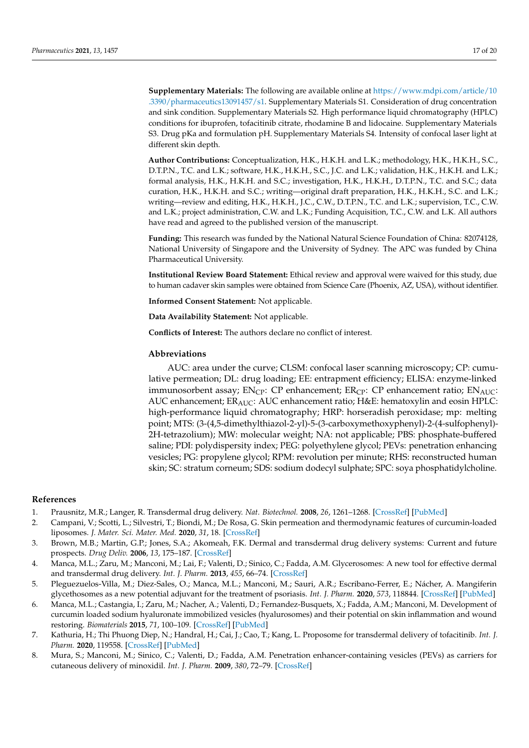**Supplementary Materials:** The following are available online at https://www.mdpi.com/article/10.3390/pharmaceutics13091457/s1. Supplementary Materials S1. Consideration of drug concentration and sink condition. Supplementary Materials S2. High performance liquid chromatography (HPLC) conditions for ibuprofen, tofacitinib citrate, rhodamine B and lidocaine. Supplementary Materials S3. Drug pKa and formulation pH. Supplementary Materials S4. Intensity of confocal laser light at different skin depth.

**Author Contributions:** Conceptualization, H.K., H.K.H. and L.K.; methodology, H.K., H.K.H., S.C., D.T.P.N., T.C. and L.K.; software, H.K., H.K.H., S.C., J.C. and L.K.; validation, H.K., H.K.H. and L.K.; formal analysis, H.K., H.K.H. and S.C.; investigation, H.K., H.K.H., D.T.P.N., T.C. and S.C.; data curation, H.K., H.K.H. and S.C.; writing—original draft preparation, H.K., H.K.H., S.C. and L.K.; writing—review and editing, H.K., H.K.H., J.C., C.W., D.T.P.N., T.C. and L.K.; supervision, T.C., C.W. and L.K.; project administration, C.W. and L.K.; Funding Acquisition, T.C., C.W. and L.K. All authors have read and agreed to the published version of the manuscript.

**Funding:** This research was funded by the National Natural Science Foundation of China: 82074128, National University of Singapore and the University of Sydney. The APC was funded by China Pharmaceutical University.

**Institutional Review Board Statement:** Ethical review and approval were waived for this study, due to human cadaver skin samples were obtained from Science Care (Phoenix, AZ, USA), without identifier.

**Informed Consent Statement:** Not applicable.

**Data Availability Statement:** Not applicable.

**Conflicts of Interest:** The authors declare no conflict of interest.

## Abbreviations

AUC: area under the curve; CLSM: confocal laser scanning microscopy; CP: cumulative permeation; DL: drug loading; EE: entrapment efficiency; ELISA: enzyme-linked immunosorbent assay; $EN_{CP}$: CP enhancement; $ER_{CP}$: CP enhancement ratio; $EN_{AUC}$: AUC enhancement; $ER_{AUC}$: AUC enhancement ratio; H&E: hematoxylin and eosin HPLC: high-performance liquid chromatography; HRP: horseradish peroxidase; mp: melting point; MTS: (3-(4,5-dimethylthiazol-2-yl)-5-(3-carboxymethoxyphenyl)-2-(4-sulfophenyl)-2H-tetrazolium); MW: molecular weight; NA: not applicable; PBS: phosphate-buffered saline; PDI: polydispersity index; PEG: polyethylene glycol; PEVs: penetration enhancing vesicles; PG: propylene glycol; RPM: revolution per minute; RHS: reconstructed human skin; SC: stratum corneum; SDS: sodium dodecyl sulphate; SPC: soya phosphatidylcholine.

## References

1. Prausnitz, M.R.; Langer, R. Transdermal drug delivery. *Nat. Biotechnol.* **2008**, *26*, 1261–1268. [CrossRef] [PubMed]
2. Campani, V.; Scotti, L.; Silvestri, T.; Biondi, M.; De Rosa, G. Skin permeation and thermodynamic features of curcumin-loaded liposomes. *J. Mater. Sci. Mater. Med.* **2020**, *31*, 18. [CrossRef]
3. Brown, M.B.; Martin, G.P.; Jones, S.A.; Akomeah, F.K. Dermal and transdermal drug delivery systems: Current and future prospects. *Drug Deliv.* **2006**, *13*, 175–187. [CrossRef]
4. Manca, M.L.; Zaru, M.; Manconi, M.; Lai, F.; Valenti, D.; Sinico, C.; Fadda, A.M. Glycerosomes: A new tool for effective dermal and transdermal drug delivery. *Int. J. Pharm.* **2013**, *455*, 66–74. [CrossRef]
5. Pleguezuelos-Villa, M.; Diez-Sales, O.; Manca, M.L.; Manconi, M.; Sauri, A.R.; Escribano-Ferrer, E.; Nácher, A. Mangiferin glycethosomes as a new potential adjuvant for the treatment of psoriasis. *Int. J. Pharm.* **2020**, *573*, 118844. [CrossRef] [PubMed]
6. Manca, M.L.; Castangia, I.; Zaru, M.; Nacher, A.; Valenti, D.; Fernandez-Busquets, X.; Fadda, A.M.; Manconi, M. Development of curcumin loaded sodium hyaluronate immobilized vesicles (hyalurosomes) and their potential on skin inflammation and wound restoring. *Biomaterials* **2015**, *71*, 100–109. [CrossRef] [PubMed]
7. Kathuria, H.; Thi Phuong Diep, N.; Handral, H.; Cai, J.; Cao, T.; Kang, L. Proposome for transdermal delivery of tofacitinib. *Int. J. Pharm.* **2020**, 119558. [CrossRef] [PubMed]
8. Mura, S.; Manconi, M.; Sinico, C.; Valenti, D.; Fadda, A.M. Penetration enhancer-containing vesicles (PEVs) as carriers for cutaneous delivery of minoxidil. *Int. J. Pharm.* **2009**, *380*, 72–79. [CrossRef]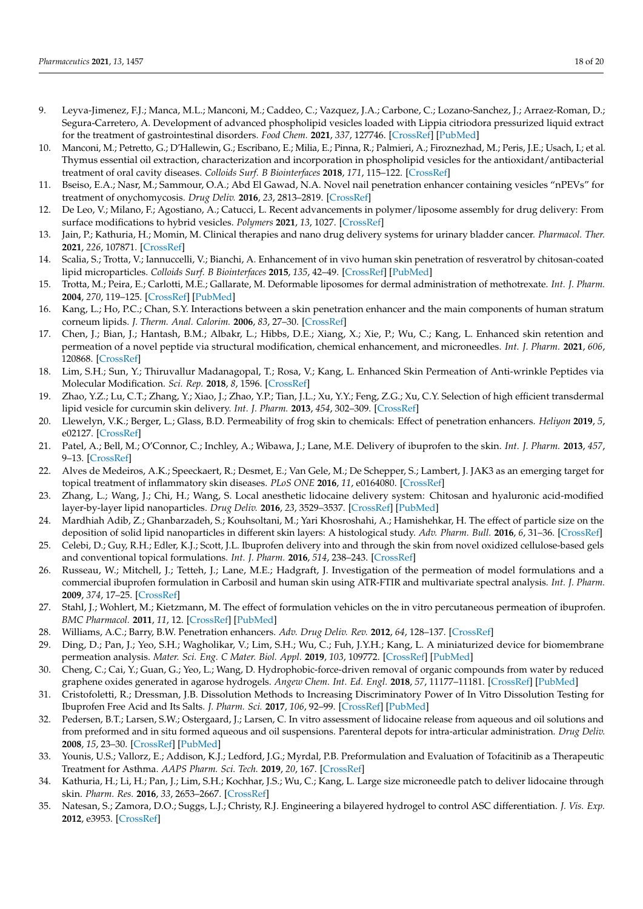9. Leyva-Jimenez, F.J.; Manca, M.L.; Manconi, M.; Caddeo, C.; Vazquez, J.A.; Carbone, C.; Lozano-Sanchez, J.; Arraez-Roman, D.; Segura-Carretero, A. Development of advanced phospholipid vesicles loaded with Lippia citriodora pressurized liquid extract for the treatment of gastrointestinal disorders. *Food Chem.* **2021**, *337*, 127746. [CrossRef] [PubMed]
10. Manconi, M.; Petretto, G.; D'Hallewin, G.; Escribano, E.; Milia, E.; Pinna, R.; Palmieri, A.; Firoznezhad, M.; Peris, J.E.; Usach, I.; et al. Thymus essential oil extraction, characterization and incorporation in phospholipid vesicles for the antioxidant/antibacterial treatment of oral cavity diseases. *Colloids Surf. B Biointerfaces* **2018**, *171*, 115–122. [CrossRef]
11. Bseiso, E.A.; Nasr, M.; Sammour, O.A.; Abd El Gawad, N.A. Novel nail penetration enhancer containing vesicles "nPEVs" for treatment of onychomycosis. *Drug Deliv.* **2016**, *23*, 2813–2819. [CrossRef]
12. De Leo, V.; Milano, F.; Agostiano, A.; Catucci, L. Recent advancements in polymer/liposome assembly for drug delivery: From surface modifications to hybrid vesicles. *Polymers* **2021**, *13*, 1027. [CrossRef]
13. Jain, P.; Kathuria, H.; Momin, M. Clinical therapies and nano drug delivery systems for urinary bladder cancer. *Pharmacol. Ther.* **2021**, *226*, 107871. [CrossRef]
14. Scalia, S.; Trotta, V.; Iannuccelli, V.; Bianchi, A. Enhancement of in vivo human skin penetration of resveratrol by chitosan-coated lipid microparticles. *Colloids Surf. B Biointerfaces* **2015**, *135*, 42–49. [CrossRef] [PubMed]
15. Trotta, M.; Peira, E.; Carlotti, M.E.; Gallarate, M. Deformable liposomes for dermal administration of methotrexate. *Int. J. Pharm.* **2004**, *270*, 119–125. [CrossRef] [PubMed]
16. Kang, L.; Ho, P.C.; Chan, S.Y. Interactions between a skin penetration enhancer and the main components of human stratum corneum lipids. *J. Therm. Anal. Calorim.* **2006**, *83*, 27–30. [CrossRef]
17. Chen, J.; Bian, J.; Hantash, B.M.; Albakr, L.; Hibbs, D.E.; Xiang, X.; Xie, P.; Wu, C.; Kang, L. Enhanced skin retention and permeation of a novel peptide via structural modification, chemical enhancement, and microneedles. *Int. J. Pharm.* **2021**, *606*, 120868. [CrossRef]
18. Lim, S.H.; Sun, Y.; Thiruvallur Madanagopal, T.; Rosa, V.; Kang, L. Enhanced Skin Permeation of Anti-wrinkle Peptides via Molecular Modification. *Sci. Rep.* **2018**, *8*, 1596. [CrossRef]
19. Zhao, Y.Z.; Lu, C.T.; Zhang, Y.; Xiao, J.; Zhao, Y.P.; Tian, J.L.; Xu, Y.Y.; Feng, Z.G.; Xu, C.Y. Selection of high efficient transdermal lipid vesicle for curcumin skin delivery. *Int. J. Pharm.* **2013**, *454*, 302–309. [CrossRef]
20. Llewelyn, V.K.; Berger, L.; Glass, B.D. Permeability of frog skin to chemicals: Effect of penetration enhancers. *Heliyon* **2019**, *5*, e02127. [CrossRef]
21. Patel, A.; Bell, M.; O'Connor, C.; Inchley, A.; Wibawa, J.; Lane, M.E. Delivery of ibuprofen to the skin. *Int. J. Pharm.* **2013**, *457*, 9–13. [CrossRef]
22. Alves de Medeiros, A.K.; Speeckaert, R.; Desmet, E.; Van Gele, M.; De Schepper, S.; Lambert, J. JAK3 as an emerging target for topical treatment of inflammatory skin diseases. *PLoS ONE* **2016**, *11*, e0164080. [CrossRef]
23. Zhang, L.; Wang, J.; Chi, H.; Wang, S. Local anesthetic lidocaine delivery system: Chitosan and hyaluronic acid-modified layer-by-layer lipid nanoparticles. *Drug Deliv.* **2016**, *23*, 3529–3537. [CrossRef] [PubMed]
24. Mardhiah Adib, Z.; Ghanbarzadeh, S.; Kouhsoltani, M.; Yari Khosroshahi, A.; Hamishehkar, H. The effect of particle size on the deposition of solid lipid nanoparticles in different skin layers: A histological study. *Adv. Pharm. Bull.* **2016**, *6*, 31–36. [CrossRef]
25. Celebi, D.; Guy, R.H.; Edler, K.J.; Scott, J.L. Ibuprofen delivery into and through the skin from novel oxidized cellulose-based gels and conventional topical formulations. *Int. J. Pharm.* **2016**, *514*, 238–243. [CrossRef]
26. Russeau, W.; Mitchell, J.; Tetteh, J.; Lane, M.E.; Hadgraft, J. Investigation of the permeation of model formulations and a commercial ibuprofen formulation in Carbosil and human skin using ATR-FTIR and multivariate spectral analysis. *Int. J. Pharm.* **2009**, *374*, 17–25. [CrossRef]
27. Stahl, J.; Wohlert, M.; Kietzmann, M. The effect of formulation vehicles on the in vitro percutaneous permeation of ibuprofen. *BMC Pharmacol.* **2011**, *11*, 12. [CrossRef] [PubMed]
28. Williams, A.C.; Barry, B.W. Penetration enhancers. *Adv. Drug Deliv. Rev.* **2012**, *64*, 128–137. [CrossRef]
29. Ding, D.; Pan, J.; Yeo, S.H.; Wagholikar, V.; Lim, S.H.; Wu, C.; Fuh, J.Y.H.; Kang, L. A miniaturized device for biomembrane permeation analysis. *Mater. Sci. Eng. C Mater. Biol. Appl.* **2019**, *103*, 109772. [CrossRef] [PubMed]
30. Cheng, C.; Cai, Y.; Guan, G.; Yeo, L.; Wang, D. Hydrophobic-force-driven removal of organic compounds from water by reduced graphene oxides generated in agarose hydrogels. *Angew Chem. Int. Ed. Engl.* **2018**, *57*, 11177–11181. [CrossRef] [PubMed]
31. Cristofoletti, R.; Dressman, J.B. Dissolution Methods to Increasing Discriminatory Power of In Vitro Dissolution Testing for Ibuprofen Free Acid and Its Salts. *J. Pharm. Sci.* **2017**, *106*, 92–99. [CrossRef] [PubMed]
32. Pedersen, B.T.; Larsen, S.W.; Ostergaard, J.; Larsen, C. In vitro assessment of lidocaine release from aqueous and oil solutions and from preformed and in situ formed aqueous and oil suspensions. Parenteral depots for intra-articular administration. *Drug Deliv.* **2008**, *15*, 23–30. [CrossRef] [PubMed]
33. Younis, U.S.; Vallorz, E.; Addison, K.J.; Ledford, J.G.; Myrdal, P.B. Preformulation and Evaluation of Tofacitinib as a Therapeutic Treatment for Asthma. *AAPS Pharm. Sci. Tech.* **2019**, *20*, 167. [CrossRef]
34. Kathuria, H.; Li, H.; Pan, J.; Lim, S.H.; Kochhar, J.S.; Wu, C.; Kang, L. Large size microneedle patch to deliver lidocaine through skin. *Pharm. Res.* **2016**, *33*, 2653–2667. [CrossRef]
35. Natesan, S.; Zamora, D.O.; Suggs, L.J.; Christy, R.J. Engineering a bilayered hydrogel to control ASC differentiation. *J. Vis. Exp.* **2012**, e3953. [CrossRef]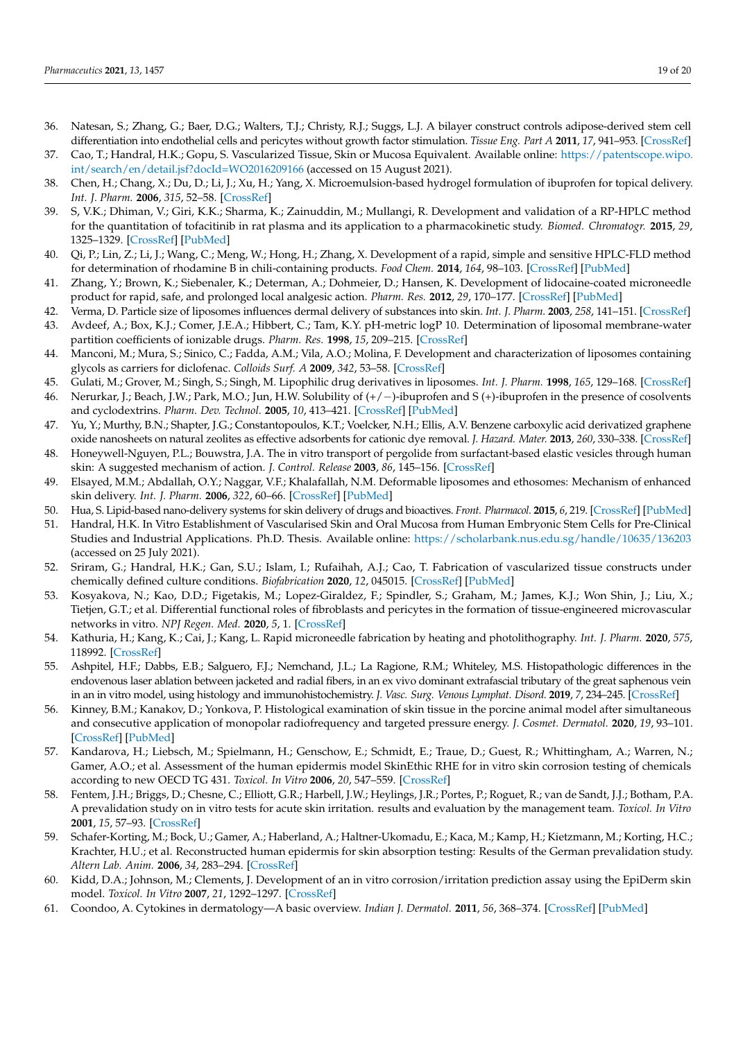36. Natesan, S.; Zhang, G.; Baer, D.G.; Walters, T.J.; Christy, R.J.; Suggs, L.J. A bilayer construct controls adipose-derived stem cell differentiation into endothelial cells and pericytes without growth factor stimulation. *Tissue Eng. Part A* **2011**, *17*, 941–953. [CrossRef]
37. Cao, T.; Handral, H.K.; Gopu, S. Vascularized Tissue, Skin or Mucosa Equivalent. Available online: https://patentscope.wipo.int/search/en/detail.jsf?docId=WO2016209166 (accessed on 15 August 2021).
38. Chen, H.; Chang, X.; Du, D.; Li, J.; Xu, H.; Yang, X. Microemulsion-based hydrogel formulation of ibuprofen for topical delivery. *Int. J. Pharm.* **2006**, *315*, 52–58. [CrossRef]
39. S, V.K.; Dhiman, V.; Giri, K.K.; Sharma, K.; Zainuddin, M.; Mullangi, R. Development and validation of a RP-HPLC method for the quantitation of tofacitinib in rat plasma and its application to a pharmacokinetic study. *Biomed. Chromatogr.* **2015**, *29*, 1325–1329. [CrossRef] [PubMed]
40. Qi, P.; Lin, Z.; Li, J.; Wang, C.; Meng, W.; Hong, H.; Zhang, X. Development of a rapid, simple and sensitive HPLC-FLD method for determination of rhodamine B in chili-containing products. *Food Chem.* **2014**, *164*, 98–103. [CrossRef] [PubMed]
41. Zhang, Y.; Brown, K.; Siebenaler, K.; Determan, A.; Dohmeier, D.; Hansen, K. Development of lidocaine-coated microneedle product for rapid, safe, and prolonged local analgesic action. *Pharm. Res.* **2012**, *29*, 170–177. [CrossRef] [PubMed]
42. Verma, D. Particle size of liposomes influences dermal delivery of substances into skin. *Int. J. Pharm.* **2003**, *258*, 141–151. [CrossRef]
43. Avdeef, A.; Box, K.J.; Comer, J.E.A.; Hibbert, C.; Tam, K.Y. pH-metric logP 10. Determination of liposomal membrane-water partition coefficients of ionizable drugs. *Pharm. Res.* **1998**, *15*, 209–215. [CrossRef]
44. Manconi, M.; Mura, S.; Sinico, C.; Fadda, A.M.; Vila, A.O.; Molina, F. Development and characterization of liposomes containing glycols as carriers for diclofenac. *Colloids Surf. A* **2009**, *342*, 53–58. [CrossRef]
45. Gulati, M.; Grover, M.; Singh, S.; Singh, M. Lipophilic drug derivatives in liposomes. *Int. J. Pharm.* **1998**, *165*, 129–168. [CrossRef]
46. Nerurkar, J.; Beach, J.W.; Park, M.O.; Jun, H.W. Solubility of (+/−)-ibuprofen and S (+)-ibuprofen in the presence of cosolvents and cyclodextrins. *Pharm. Dev. Technol.* **2005**, *10*, 413–421. [CrossRef] [PubMed]
47. Yu, Y.; Murthy, B.N.; Shapter, J.G.; Constantopoulos, K.T.; Voelcker, N.H.; Ellis, A.V. Benzene carboxylic acid derivatized graphene oxide nanosheets on natural zeolites as effective adsorbents for cationic dye removal. *J. Hazard. Mater.* **2013**, *260*, 330–338. [CrossRef]
48. Honeywell-Nguyen, P.L.; Bouwstra, J.A. The in vitro transport of pergolide from surfactant-based elastic vesicles through human skin: A suggested mechanism of action. *J. Control. Release* **2003**, *86*, 145–156. [CrossRef]
49. Elsayed, M.M.; Abdallah, O.Y.; Naggar, V.F.; Khalafallah, N.M. Deformable liposomes and ethosomes: Mechanism of enhanced skin delivery. *Int. J. Pharm.* **2006**, *322*, 60–66. [CrossRef] [PubMed]
50. Hua, S. Lipid-based nano-delivery systems for skin delivery of drugs and bioactives. *Front. Pharmacol.* **2015**, *6*, 219. [CrossRef] [PubMed]
51. Handral, H.K. In Vitro Establishment of Vascularised Skin and Oral Mucosa from Human Embryonic Stem Cells for Pre-Clinical Studies and Industrial Applications. Ph.D. Thesis. Available online: https://scholarbank.nus.edu.sg/handle/10635/136203 (accessed on 25 July 2021).
52. Sriram, G.; Handral, H.K.; Gan, S.U.; Islam, I.; Rufaihah, A.J.; Cao, T. Fabrication of vascularized tissue constructs under chemically defined culture conditions. *Biofabrication* **2020**, *12*, 045015. [CrossRef] [PubMed]
53. Kosyakova, N.; Kao, D.D.; Figetakis, M.; Lopez-Giraldez, F.; Spindler, S.; Graham, M.; James, K.J.; Won Shin, J.; Liu, X.; Tietjen, G.T.; et al. Differential functional roles of fibroblasts and pericytes in the formation of tissue-engineered microvascular networks in vitro. *NPJ Regen. Med.* **2020**, *5*, 1. [CrossRef]
54. Kathuria, H.; Kang, K.; Cai, J.; Kang, L. Rapid microneedle fabrication by heating and photolithography. *Int. J. Pharm.* **2020**, *575*, 118992. [CrossRef]
55. Ashpitel, H.F.; Dabbs, E.B.; Salguero, F.J.; Nemchand, J.L.; La Ragione, R.M.; Whiteley, M.S. Histopathologic differences in the endovenous laser ablation between jacketed and radial fibers, in an ex vivo dominant extrafascial tributary of the great saphenous vein in an in vitro model, using histology and immunohistochemistry. *J. Vasc. Surg. Venous Lymphat. Disord.* **2019**, *7*, 234–245. [CrossRef]
56. Kinney, B.M.; Kanakov, D.; Yonkova, P. Histological examination of skin tissue in the porcine animal model after simultaneous and consecutive application of monopolar radiofrequency and targeted pressure energy. *J. Cosmet. Dermatol.* **2020**, *19*, 93–101. [CrossRef] [PubMed]
57. Kandarova, H.; Liebsch, M.; Spielmann, H.; Genschow, E.; Schmidt, E.; Traue, D.; Guest, R.; Whittingham, A.; Warren, N.; Gamer, A.O.; et al. Assessment of the human epidermis model SkinEthic RHE for in vitro skin corrosion testing of chemicals according to new OECD TG 431. *Toxicol. In Vitro* **2006**, *20*, 547–559. [CrossRef]
58. Fentem, J.H.; Briggs, D.; Chesne, C.; Elliott, G.R.; Harbell, J.W.; Heylings, J.R.; Portes, P.; Roguet, R.; van de Sandt, J.J.; Botham, P.A. A prevalidation study on in vitro tests for acute skin irritation. results and evaluation by the management team. *Toxicol. In Vitro* **2001**, *15*, 57–93. [CrossRef]
59. Schafer-Korting, M.; Bock, U.; Gamer, A.; Haberland, A.; Haltner-Ukomadu, E.; Kaca, M.; Kamp, H.; Kietzmann, M.; Korting, H.C.; Krachter, H.U.; et al. Reconstructed human epidermis for skin absorption testing: Results of the German prevalidation study. *Altern Lab. Anim.* **2006**, *34*, 283–294. [CrossRef]
60. Kidd, D.A.; Johnson, M.; Clements, J. Development of an in vitro corrosion/irritation prediction assay using the EpiDerm skin model. *Toxicol. In Vitro* **2007**, *21*, 1292–1297. [CrossRef]
61. Coondoo, A. Cytokines in dermatology—A basic overview. *Indian J. Dermatol.* **2011**, *56*, 368–374. [CrossRef] [PubMed]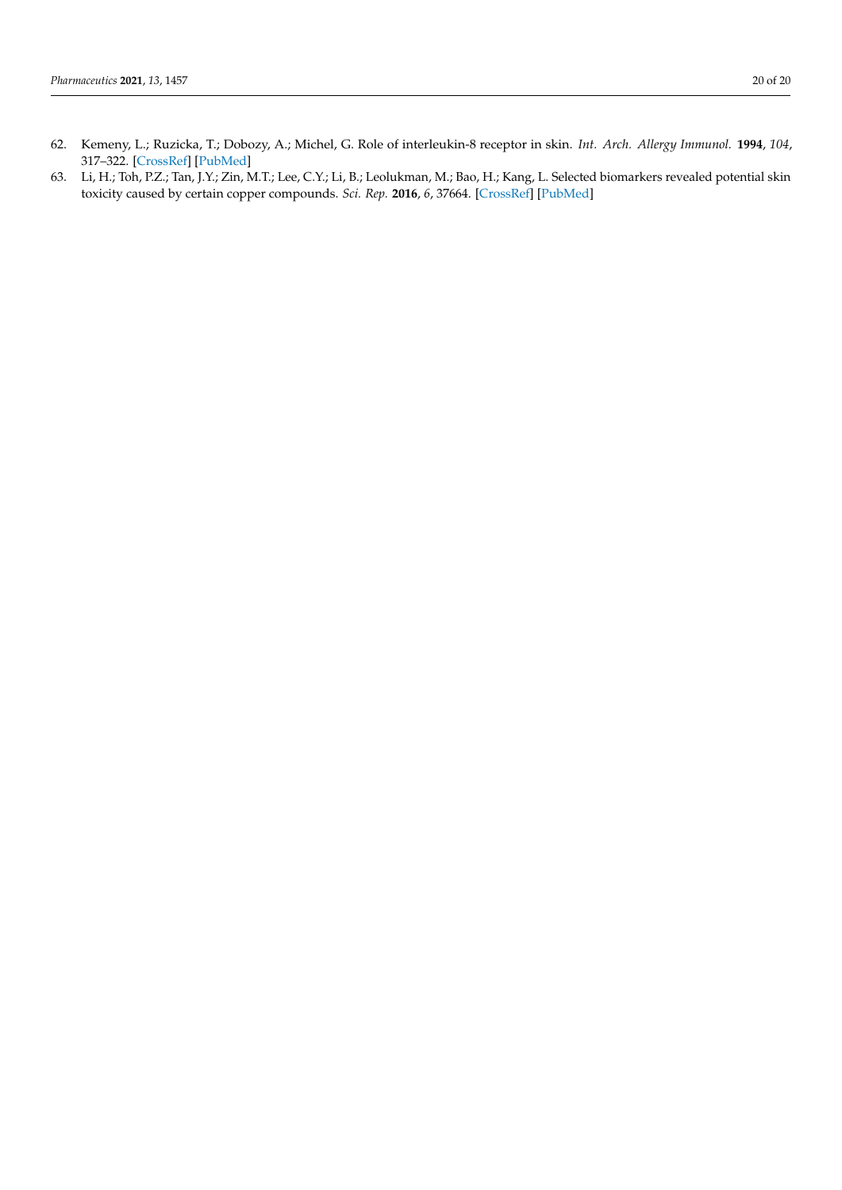62. Kemeny, L.; Ruzicka, T.; Dobozy, A.; Michel, G. Role of interleukin-8 receptor in skin. *Int. Arch. Allergy Immunol.* **1994**, *104*, 317–322. [CrossRef] [PubMed]
63. Li, H.; Toh, P.Z.; Tan, J.Y.; Zin, M.T.; Lee, C.Y.; Li, B.; Leolukman, M.; Bao, H.; Kang, L. Selected biomarkers revealed potential skin toxicity caused by certain copper compounds. *Sci. Rep.* **2016**, *6*, 37664. [CrossRef] [PubMed]